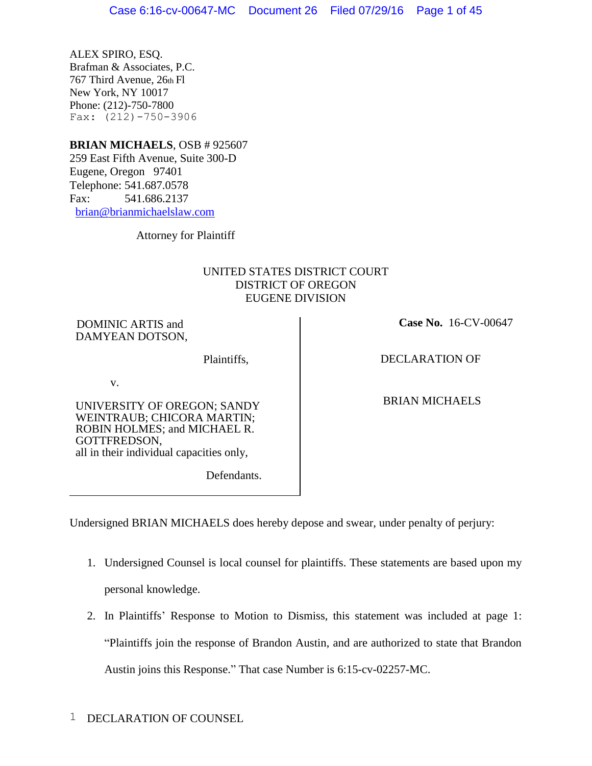ALEX SPIRO, ESQ.
Brafman & Associates, P.C.
767 Third Avenue, 26th Fl
New York, NY 10017
Phone: (212)-750-7800
Fax: (212)-750-3906

**BRIAN MICHAELS**, OSB # 925607
259 East Fifth Avenue, Suite 300-D
Eugene, Oregon 97401
Telephone: 541.687.0578
Fax: 541.686.2137
brian@brianmichaelslaw.com

Attorney for Plaintiff

UNITED STATES DISTRICT COURT
DISTRICT OF OREGON
EUGENE DIVISION

| | |
|---|---|
| DOMINIC ARTIS and DAMYEAN DOTSON, Plaintiffs, v. UNIVERSITY OF OREGON; SANDY WEINTRAUB; CHICORA MARTIN; ROBIN HOLMES; and MICHAEL R. GOTTFREDSON, all in their individual capacities only, Defendants. | **Case No.** 16-CV-00647 DECLARATION OF BRIAN MICHAELS |

Undersigned BRIAN MICHAELS does hereby depose and swear, under penalty of perjury:

1. Undersigned Counsel is local counsel for plaintiffs. These statements are based upon my personal knowledge.
2. In Plaintiffs' Response to Motion to Dismiss, this statement was included at page 1: "Plaintiffs join the response of Brandon Austin, and are authorized to state that Brandon Austin joins this Response." That case Number is 6:15-cv-02257-MC.

1 DECLARATION OF COUNSEL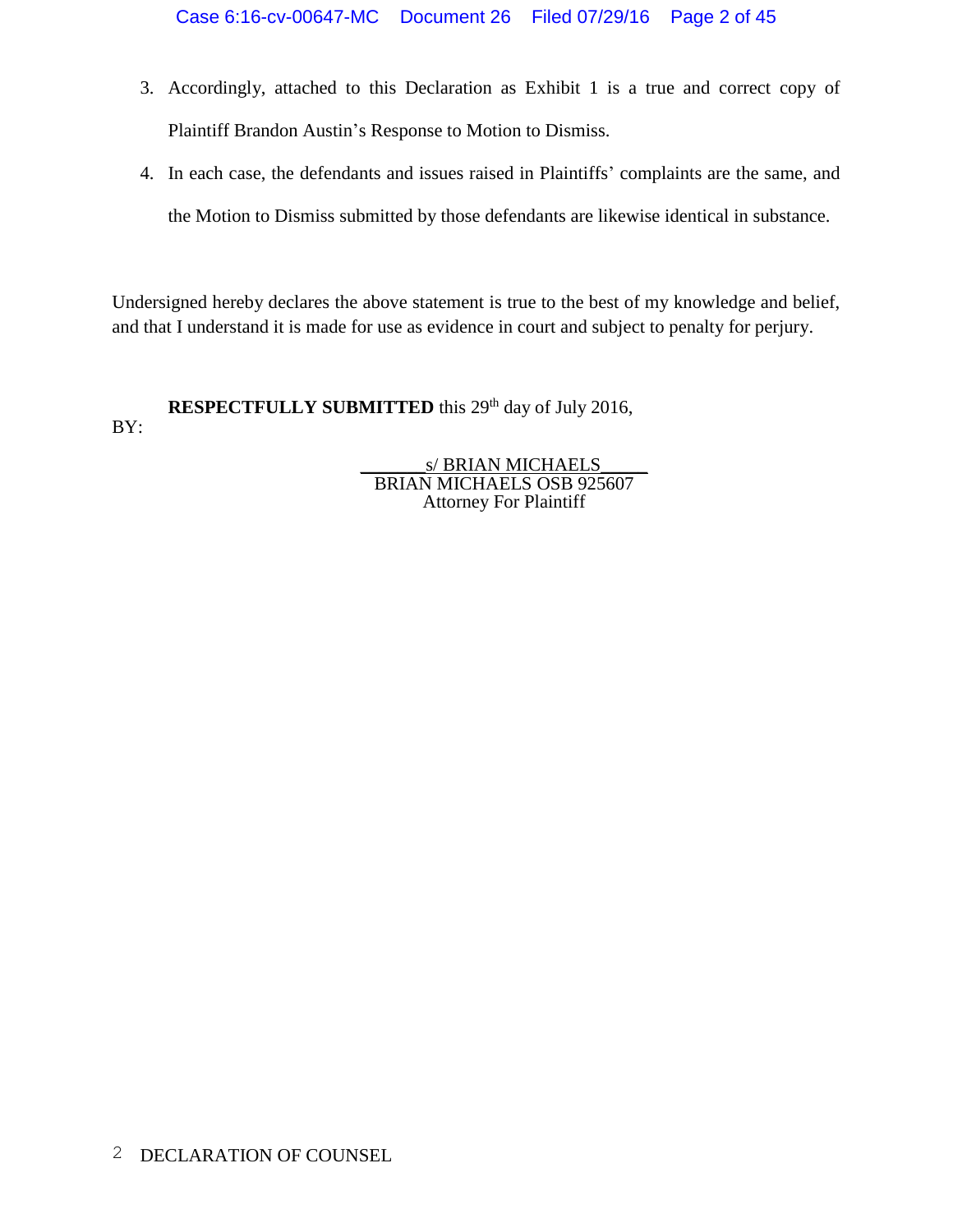3. Accordingly, attached to this Declaration as Exhibit 1 is a true and correct copy of Plaintiff Brandon Austin's Response to Motion to Dismiss.
4. In each case, the defendants and issues raised in Plaintiffs' complaints are the same, and the Motion to Dismiss submitted by those defendants are likewise identical in substance.

Undersigned hereby declares the above statement is true to the best of my knowledge and belief, and that I understand it is made for use as evidence in court and subject to penalty for perjury.

**RESPECTFULLY SUBMITTED** this 29th day of July 2016,

BY:

s/ BRIAN MICHAELS
BRIAN MICHAELS OSB 925607
Attorney For Plaintiff

DECLARATION OF COUNSEL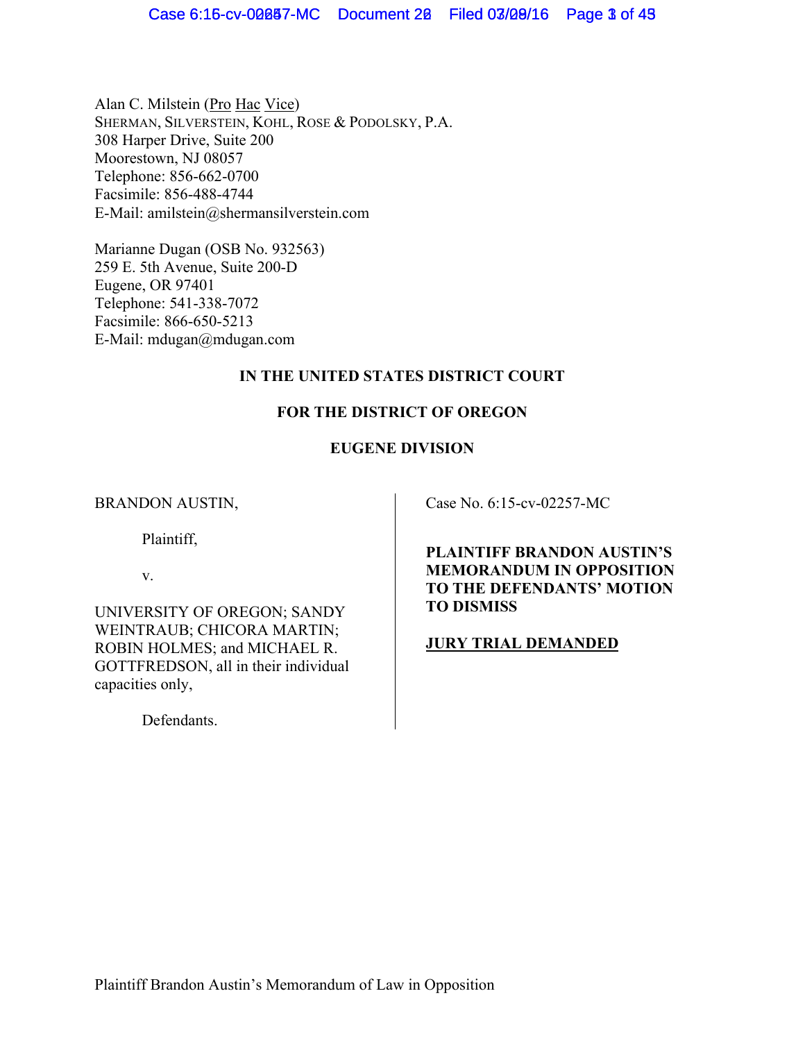Alan C. Milstein (Pro Hac Vice)
SHERMAN, SILVERSTEIN, KOHL, ROSE & PODOLSKY, P.A.
308 Harper Drive, Suite 200
Moorestown, NJ 08057
Telephone: 856-662-0700
Facsimile: 856-488-4744
E-Mail: amilstein@shermansilverstein.com

Marianne Dugan (OSB No. 932563)
259 E. 5th Avenue, Suite 200-D
Eugene, OR 97401
Telephone: 541-338-7072
Facsimile: 866-650-5213
E-Mail: mdugan@mdugan.com

**IN THE UNITED STATES DISTRICT COURT**

**FOR THE DISTRICT OF OREGON**

**EUGENE DIVISION**

BRANDON AUSTIN,

Plaintiff,

v.

UNIVERSITY OF OREGON; SANDY WEINTRAUB; CHICORA MARTIN; ROBIN HOLMES; and MICHAEL R. GOTTFREDSON, all in their individual capacities only,

Defendants.

Case No. 6:15-cv-02257-MC

**PLAINTIFF BRANDON AUSTIN'S MEMORANDUM IN OPPOSITION TO THE DEFENDANTS' MOTION TO DISMISS**

**JURY TRIAL DEMANDED**

Plaintiff Brandon Austin's Memorandum of Law in Opposition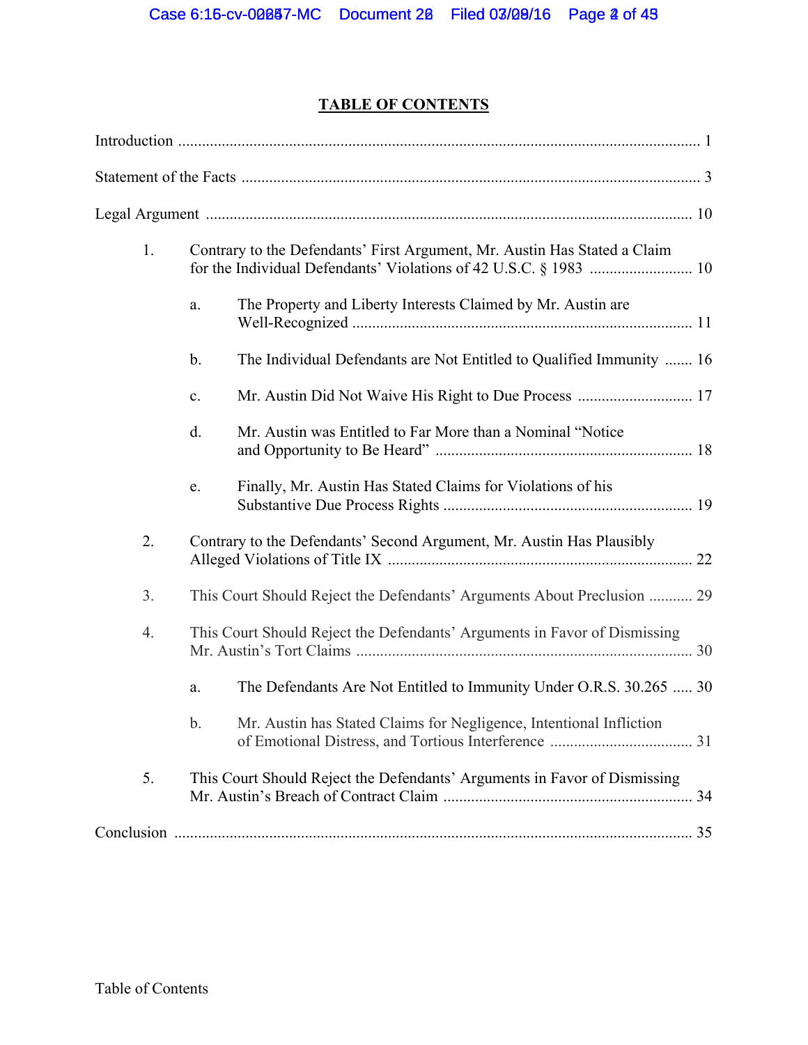## TABLE OF CONTENTS

Introduction ........................................................................................................................ 1

Statement of the Facts ........................................................................................................ 3

Legal Argument ................................................................................................................. 10

1. Contrary to the Defendants' First Argument, Mr. Austin Has Stated a Claim for the Individual Defendants' Violations of 42 U.S.C. § 1983 .......................... 10

   a. The Property and Liberty Interests Claimed by Mr. Austin are Well-Recognized ..................................................................................... 11

   b. The Individual Defendants are Not Entitled to Qualified Immunity ....... 16

   c. Mr. Austin Did Not Waive His Right to Due Process ............................. 17

   d. Mr. Austin was Entitled to Far More than a Nominal "Notice and Opportunity to Be Heard" ................................................................. 18

   e. Finally, Mr. Austin Has Stated Claims for Violations of his Substantive Due Process Rights .............................................................. 19

2. Contrary to the Defendants' Second Argument, Mr. Austin Has Plausibly Alleged Violations of Title IX ............................................................................ 22

3. This Court Should Reject the Defendants' Arguments About Preclusion ........... 29

4. This Court Should Reject the Defendants' Arguments in Favor of Dismissing Mr. Austin's Tort Claims .................................................................................... 30

   a. The Defendants Are Not Entitled to Immunity Under O.R.S. 30.265 ..... 30

   b. Mr. Austin has Stated Claims for Negligence, Intentional Infliction of Emotional Distress, and Tortious Interference .................................... 31

5. This Court Should Reject the Defendants' Arguments in Favor of Dismissing Mr. Austin's Breach of Contract Claim ............................................................... 34

Conclusion .......................................................................................................................... 35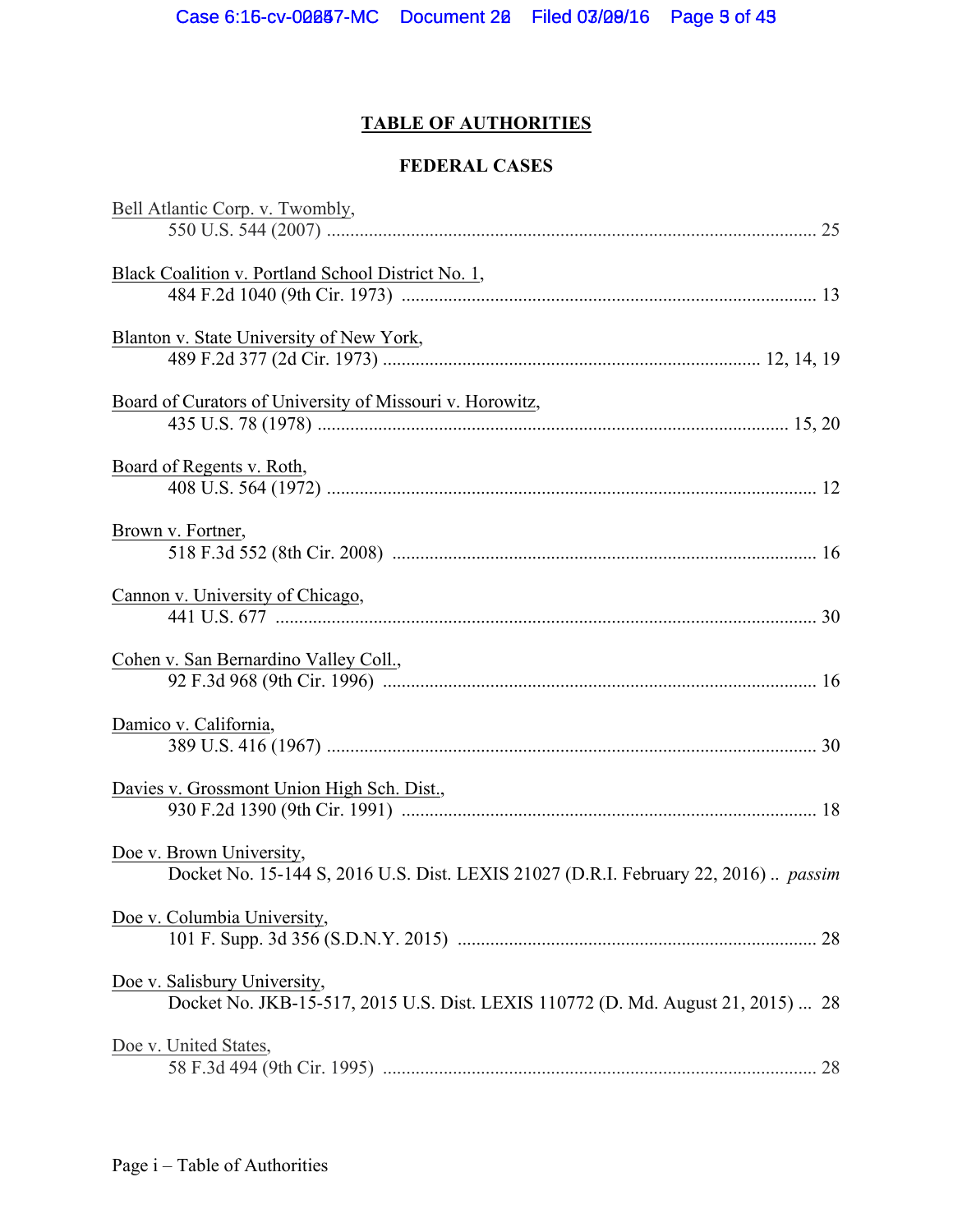## TABLE OF AUTHORITIES

### FEDERAL CASES

Bell Atlantic Corp. v. Twombly,
550 U.S. 544 (2007) .......................................................................................................... 25

Black Coalition v. Portland School District No. 1,
484 F.2d 1040 (9th Cir. 1973) ......................................................................................... 13

Blanton v. State University of New York,
489 F.2d 377 (2d Cir. 1973) ................................................................................. 12, 14, 19

Board of Curators of University of Missouri v. Horowitz,
435 U.S. 78 (1978) ...................................................................................................... 15, 20

Board of Regents v. Roth,
408 U.S. 564 (1972) .......................................................................................................... 12

Brown v. Fortner,
518 F.3d 552 (8th Cir. 2008) ............................................................................................ 16

Cannon v. University of Chicago,
441 U.S. 677 ..................................................................................................................... 30

Cohen v. San Bernardino Valley Coll.,
92 F.3d 968 (9th Cir. 1996) .............................................................................................. 16

Damico v. California,
389 U.S. 416 (1967) .......................................................................................................... 30

Davies v. Grossmont Union High Sch. Dist.,
930 F.2d 1390 (9th Cir. 1991) .......................................................................................... 18

Doe v. Brown University,
Docket No. 15-144 S, 2016 U.S. Dist. LEXIS 21027 (D.R.I. February 22, 2016) .. *passim*

Doe v. Columbia University,
101 F. Supp. 3d 356 (S.D.N.Y. 2015) .............................................................................. 28

Doe v. Salisbury University,
Docket No. JKB-15-517, 2015 U.S. Dist. LEXIS 110772 (D. Md. August 21, 2015) ... 28

Doe v. United States,
58 F.3d 494 (9th Cir. 1995) .............................................................................................. 28

Page i – Table of Authorities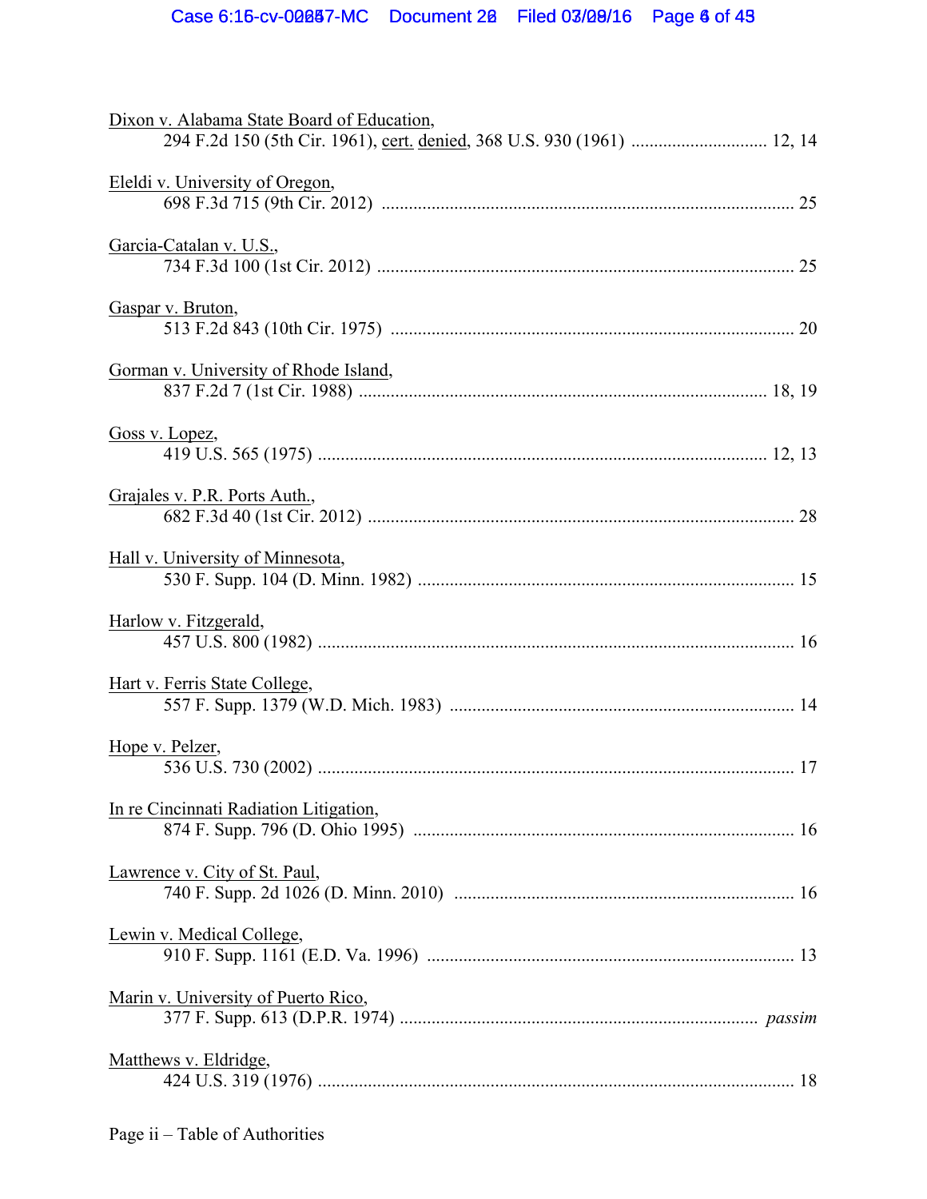Dixon v. Alabama State Board of Education,
294 F.2d 150 (5th Cir. 1961), cert. denied, 368 U.S. 930 (1961) .............................. 12, 14

Eleldi v. University of Oregon,
698 F.3d 715 (9th Cir. 2012) ........................................................................................... 25

Garcia-Catalan v. U.S.,
734 F.3d 100 (1st Cir. 2012) ............................................................................................ 25

Gaspar v. Bruton,
513 F.2d 843 (10th Cir. 1975) ......................................................................................... 20

Gorman v. University of Rhode Island,
837 F.2d 7 (1st Cir. 1988) ........................................................................................... 18, 19

Goss v. Lopez,
419 U.S. 565 (1975) .................................................................................................... 12, 13

Grajales v. P.R. Ports Auth.,
682 F.3d 40 (1st Cir. 2012) .............................................................................................. 28

Hall v. University of Minnesota,
530 F. Supp. 104 (D. Minn. 1982) ................................................................................... 15

Harlow v. Fitzgerald,
457 U.S. 800 (1982) .......................................................................................................... 16

Hart v. Ferris State College,
557 F. Supp. 1379 (W.D. Mich. 1983) ............................................................................ 14

Hope v. Pelzer,
536 U.S. 730 (2002) .......................................................................................................... 17

In re Cincinnati Radiation Litigation,
874 F. Supp. 796 (D. Ohio 1995) .................................................................................... 16

Lawrence v. City of St. Paul,
740 F. Supp. 2d 1026 (D. Minn. 2010) .......................................................................... 16

Lewin v. Medical College,
910 F. Supp. 1161 (E.D. Va. 1996) ................................................................................. 13

Marin v. University of Puerto Rico,
377 F. Supp. 613 (D.P.R. 1974) ............................................................................... *passim*

Matthews v. Eldridge,
424 U.S. 319 (1976) .......................................................................................................... 18

Page ii – Table of Authorities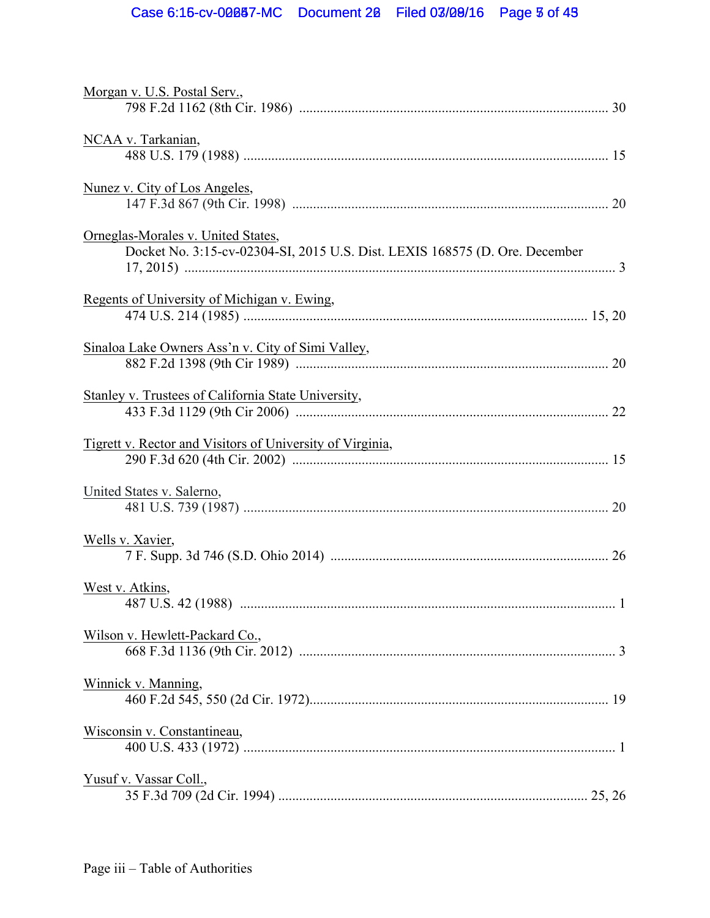Morgan v. U.S. Postal Serv.,
798 F.2d 1162 (8th Cir. 1986) ........................................................................................ 30

NCAA v. Tarkanian,
488 U.S. 179 (1988) ........................................................................................................ 15

Nunez v. City of Los Angeles,
147 F.3d 867 (9th Cir. 1998) .......................................................................................... 20

Orneglas-Morales v. United States,
Docket No. 3:15-cv-02304-SI, 2015 U.S. Dist. LEXIS 168575 (D. Ore. December 17, 2015) ............................................................................................................................ 3

Regents of University of Michigan v. Ewing,
474 U.S. 214 (1985) .................................................................................................. 15, 20

Sinaloa Lake Owners Ass'n v. City of Simi Valley,
882 F.2d 1398 (9th Cir 1989) ......................................................................................... 20

Stanley v. Trustees of California State University,
433 F.3d 1129 (9th Cir 2006) ......................................................................................... 22

Tigrett v. Rector and Visitors of University of Virginia,
290 F.3d 620 (4th Cir. 2002) .......................................................................................... 15

United States v. Salerno,
481 U.S. 739 (1987) ........................................................................................................ 20

Wells v. Xavier,
7 F. Supp. 3d 746 (S.D. Ohio 2014) ............................................................................... 26

West v. Atkins,
487 U.S. 42 (1988) ........................................................................................................... 1

Wilson v. Hewlett-Packard Co.,
668 F.3d 1136 (9th Cir. 2012) .......................................................................................... 3

Winnick v. Manning,
460 F.2d 545, 550 (2d Cir. 1972)..................................................................................... 19

Wisconsin v. Constantineau,
400 U.S. 433 (1972) .......................................................................................................... 1

Yusuf v. Vassar Coll.,
35 F.3d 709 (2d Cir. 1994) ........................................................................................ 25, 26

Page iii – Table of Authorities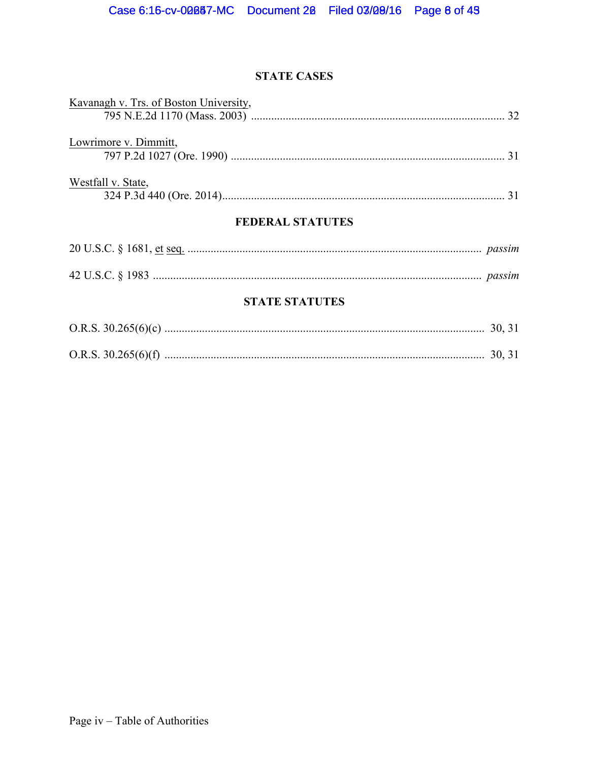## STATE CASES

Kavanagh v. Trs. of Boston University,
795 N.E.2d 1170 (Mass. 2003) ........................................................................................ 32

Lowrimore v. Dimmitt,
797 P.2d 1027 (Ore. 1990) ............................................................................................... 31

Westfall v. State,
324 P.3d 440 (Ore. 2014).................................................................................................. 31

## FEDERAL STATUTES

20 U.S.C. § 1681, et seq. ..................................................................................................... *passim*

42 U.S.C. § 1983 ................................................................................................................. *passim*

## STATE STATUTES

O.R.S. 30.265(6)(c) .............................................................................................................. 30, 31

O.R.S. 30.265(6)(f) .............................................................................................................. 30, 31

Page iv – Table of Authorities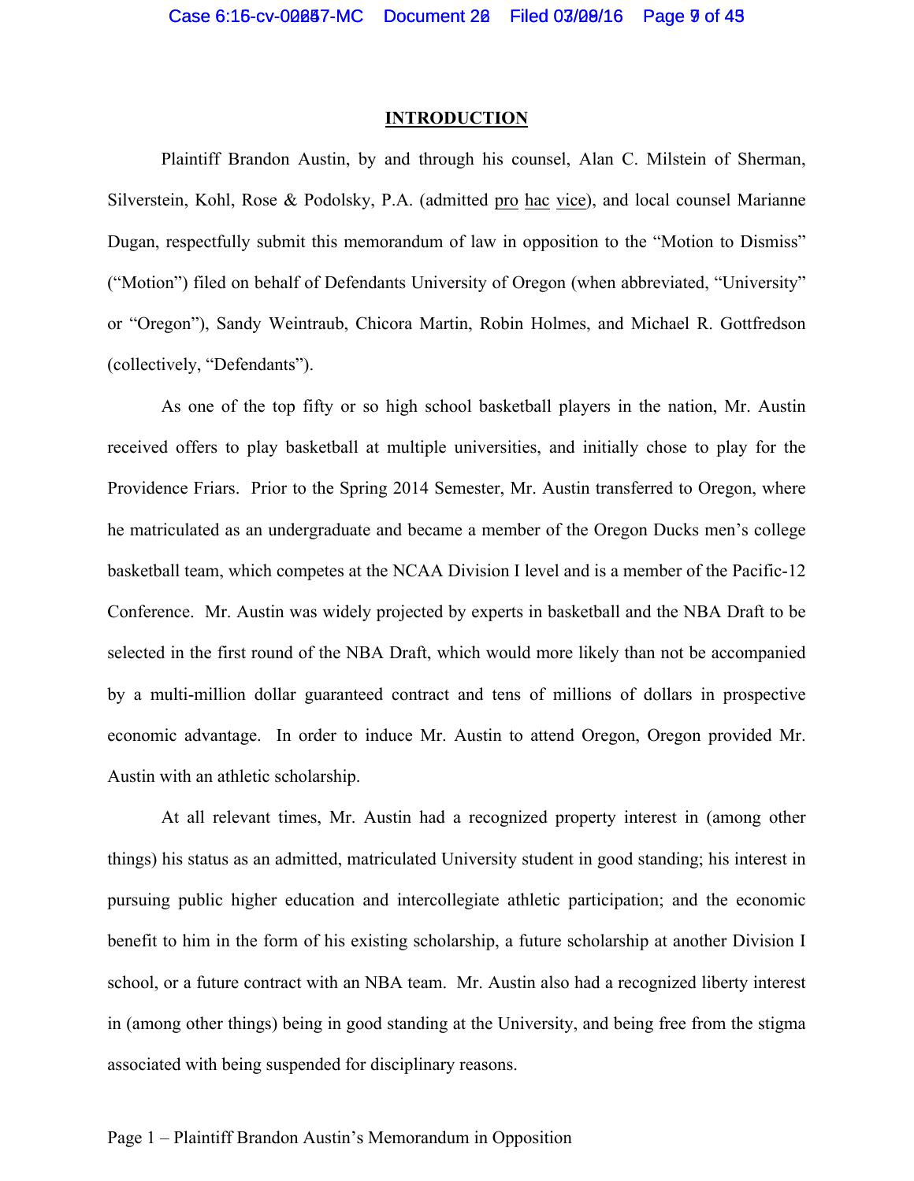## INTRODUCTION

Plaintiff Brandon Austin, by and through his counsel, Alan C. Milstein of Sherman, Silverstein, Kohl, Rose & Podolsky, P.A. (admitted pro hac vice), and local counsel Marianne Dugan, respectfully submit this memorandum of law in opposition to the "Motion to Dismiss" ("Motion") filed on behalf of Defendants University of Oregon (when abbreviated, "University" or "Oregon"), Sandy Weintraub, Chicora Martin, Robin Holmes, and Michael R. Gottfredson (collectively, "Defendants").

As one of the top fifty or so high school basketball players in the nation, Mr. Austin received offers to play basketball at multiple universities, and initially chose to play for the Providence Friars. Prior to the Spring 2014 Semester, Mr. Austin transferred to Oregon, where he matriculated as an undergraduate and became a member of the Oregon Ducks men's college basketball team, which competes at the NCAA Division I level and is a member of the Pacific-12 Conference. Mr. Austin was widely projected by experts in basketball and the NBA Draft to be selected in the first round of the NBA Draft, which would more likely than not be accompanied by a multi-million dollar guaranteed contract and tens of millions of dollars in prospective economic advantage. In order to induce Mr. Austin to attend Oregon, Oregon provided Mr. Austin with an athletic scholarship.

At all relevant times, Mr. Austin had a recognized property interest in (among other things) his status as an admitted, matriculated University student in good standing; his interest in pursuing public higher education and intercollegiate athletic participation; and the economic benefit to him in the form of his existing scholarship, a future scholarship at another Division I school, or a future contract with an NBA team. Mr. Austin also had a recognized liberty interest in (among other things) being in good standing at the University, and being free from the stigma associated with being suspended for disciplinary reasons.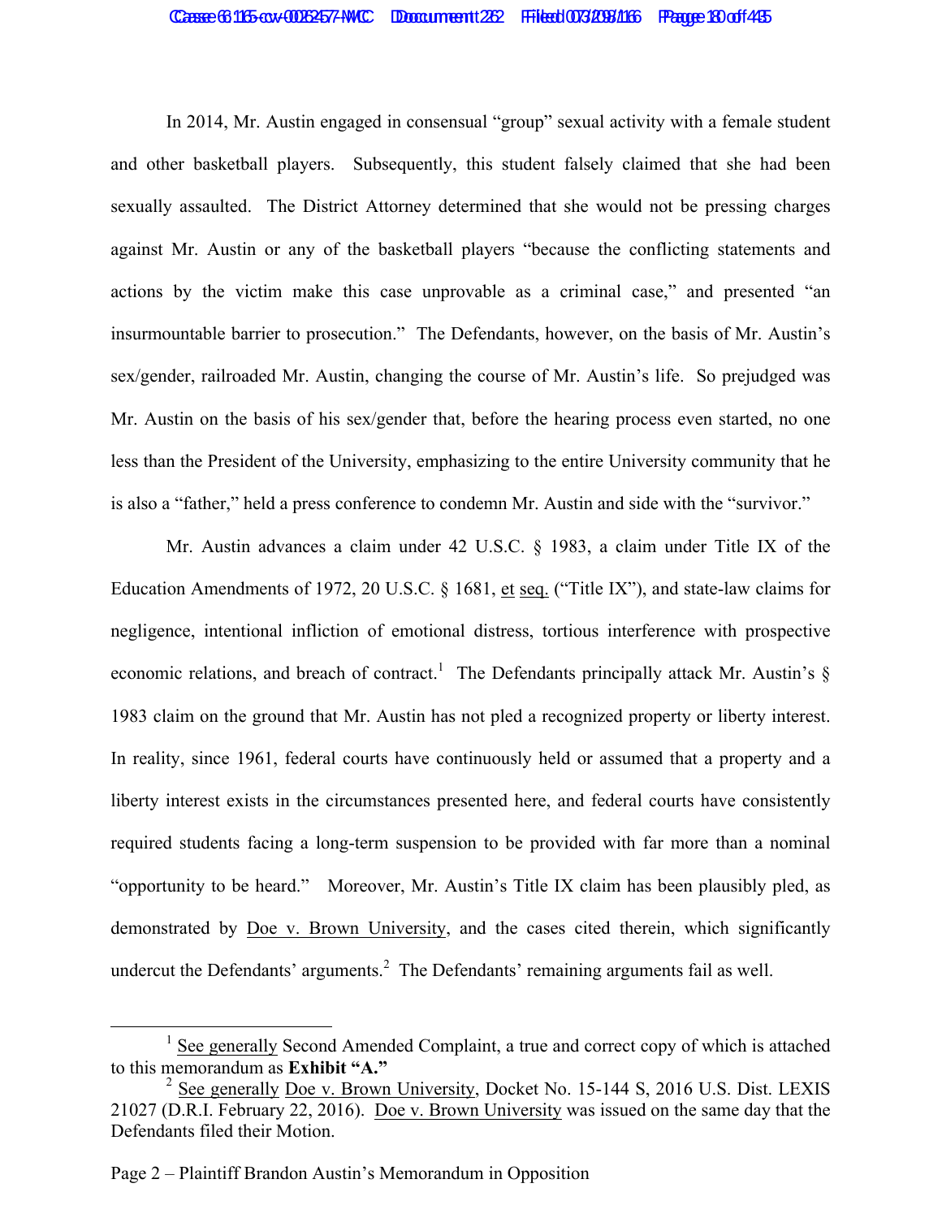In 2014, Mr. Austin engaged in consensual "group" sexual activity with a female student and other basketball players. Subsequently, this student falsely claimed that she had been sexually assaulted. The District Attorney determined that she would not be pressing charges against Mr. Austin or any of the basketball players "because the conflicting statements and actions by the victim make this case unprovable as a criminal case," and presented "an insurmountable barrier to prosecution." The Defendants, however, on the basis of Mr. Austin's sex/gender, railroaded Mr. Austin, changing the course of Mr. Austin's life. So prejudged was Mr. Austin on the basis of his sex/gender that, before the hearing process even started, no one less than the President of the University, emphasizing to the entire University community that he is also a "father," held a press conference to condemn Mr. Austin and side with the "survivor."

Mr. Austin advances a claim under 42 U.S.C. § 1983, a claim under Title IX of the Education Amendments of 1972, 20 U.S.C. § 1681, et seq. ("Title IX"), and state-law claims for negligence, intentional infliction of emotional distress, tortious interference with prospective economic relations, and breach of contract.[1] The Defendants principally attack Mr. Austin's § 1983 claim on the ground that Mr. Austin has not pled a recognized property or liberty interest. In reality, since 1961, federal courts have continuously held or assumed that a property and a liberty interest exists in the circumstances presented here, and federal courts have consistently required students facing a long-term suspension to be provided with far more than a nominal "opportunity to be heard." Moreover, Mr. Austin's Title IX claim has been plausibly pled, as demonstrated by Doe v. Brown University, and the cases cited therein, which significantly undercut the Defendants' arguments.[2] The Defendants' remaining arguments fail as well.

[1] See generally Second Amended Complaint, a true and correct copy of which is attached to this memorandum as **Exhibit "A."**

[2] See generally Doe v. Brown University, Docket No. 15-144 S, 2016 U.S. Dist. LEXIS 21027 (D.R.I. February 22, 2016). Doe v. Brown University was issued on the same day that the Defendants filed their Motion.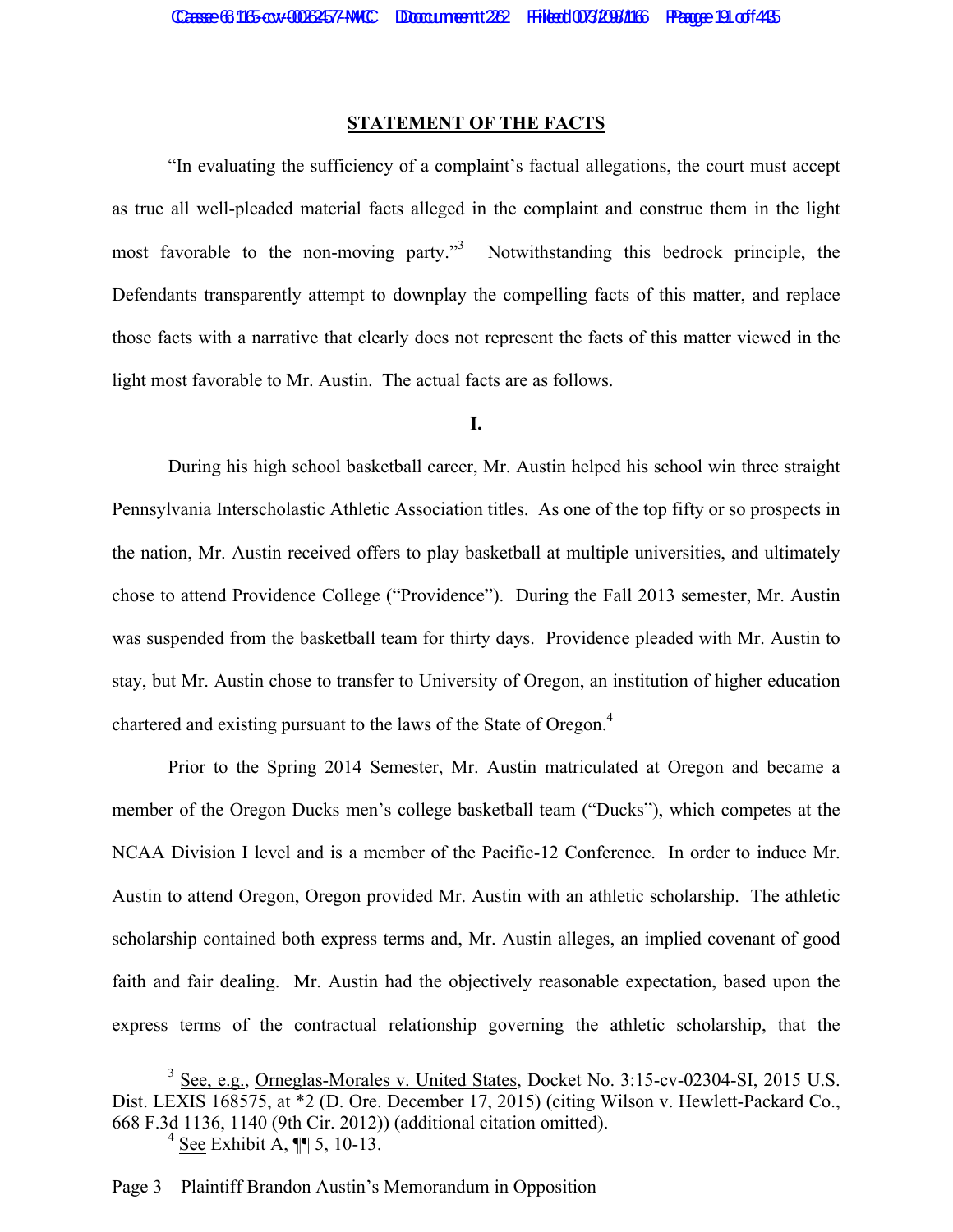## STATEMENT OF THE FACTS

"In evaluating the sufficiency of a complaint's factual allegations, the court must accept as true all well-pleaded material facts alleged in the complaint and construe them in the light most favorable to the non-moving party."[3] Notwithstanding this bedrock principle, the Defendants transparently attempt to downplay the compelling facts of this matter, and replace those facts with a narrative that clearly does not represent the facts of this matter viewed in the light most favorable to Mr. Austin. The actual facts are as follows.

**I.**

During his high school basketball career, Mr. Austin helped his school win three straight Pennsylvania Interscholastic Athletic Association titles. As one of the top fifty or so prospects in the nation, Mr. Austin received offers to play basketball at multiple universities, and ultimately chose to attend Providence College ("Providence"). During the Fall 2013 semester, Mr. Austin was suspended from the basketball team for thirty days. Providence pleaded with Mr. Austin to stay, but Mr. Austin chose to transfer to University of Oregon, an institution of higher education chartered and existing pursuant to the laws of the State of Oregon.[4]

Prior to the Spring 2014 Semester, Mr. Austin matriculated at Oregon and became a member of the Oregon Ducks men's college basketball team ("Ducks"), which competes at the NCAA Division I level and is a member of the Pacific-12 Conference. In order to induce Mr. Austin to attend Oregon, Oregon provided Mr. Austin with an athletic scholarship. The athletic scholarship contained both express terms and, Mr. Austin alleges, an implied covenant of good faith and fair dealing. Mr. Austin had the objectively reasonable expectation, based upon the express terms of the contractual relationship governing the athletic scholarship, that the

---

[3] See, e.g., Orneglas-Morales v. United States, Docket No. 3:15-cv-02304-SI, 2015 U.S. Dist. LEXIS 168575, at *2 (D. Ore. December 17, 2015) (citing Wilson v. Hewlett-Packard Co., 668 F.3d 1136, 1140 (9th Cir. 2012)) (additional citation omitted).

[4] See Exhibit A, ¶¶ 5, 10-13.

Page 3 – Plaintiff Brandon Austin's Memorandum in Opposition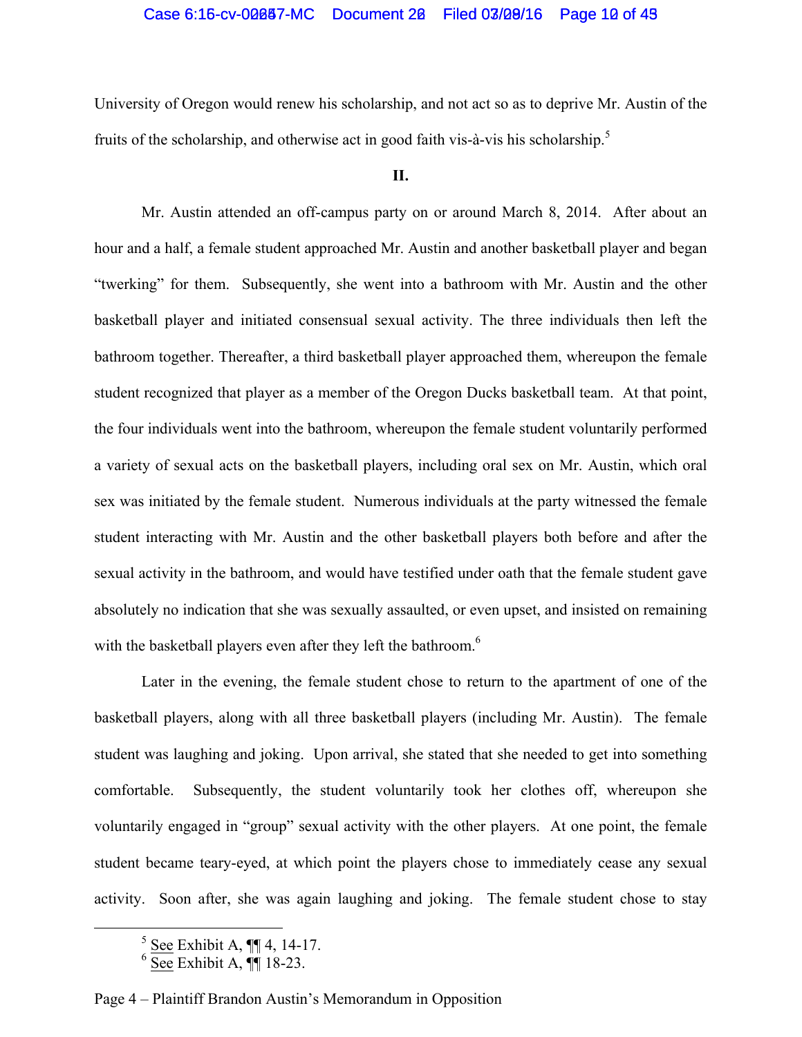University of Oregon would renew his scholarship, and not act so as to deprive Mr. Austin of the fruits of the scholarship, and otherwise act in good faith vis-à-vis his scholarship.[5]

**II.**

Mr. Austin attended an off-campus party on or around March 8, 2014. After about an hour and a half, a female student approached Mr. Austin and another basketball player and began "twerking" for them. Subsequently, she went into a bathroom with Mr. Austin and the other basketball player and initiated consensual sexual activity. The three individuals then left the bathroom together. Thereafter, a third basketball player approached them, whereupon the female student recognized that player as a member of the Oregon Ducks basketball team. At that point, the four individuals went into the bathroom, whereupon the female student voluntarily performed a variety of sexual acts on the basketball players, including oral sex on Mr. Austin, which oral sex was initiated by the female student. Numerous individuals at the party witnessed the female student interacting with Mr. Austin and the other basketball players both before and after the sexual activity in the bathroom, and would have testified under oath that the female student gave absolutely no indication that she was sexually assaulted, or even upset, and insisted on remaining with the basketball players even after they left the bathroom.[6]

Later in the evening, the female student chose to return to the apartment of one of the basketball players, along with all three basketball players (including Mr. Austin). The female student was laughing and joking. Upon arrival, she stated that she needed to get into something comfortable. Subsequently, the student voluntarily took her clothes off, whereupon she voluntarily engaged in "group" sexual activity with the other players. At one point, the female student became teary-eyed, at which point the players chose to immediately cease any sexual activity. Soon after, she was again laughing and joking. The female student chose to stay

---

[5] See Exhibit A, ¶¶ 4, 14-17.

[6] See Exhibit A, ¶¶ 18-23.

Page 4 – Plaintiff Brandon Austin's Memorandum in Opposition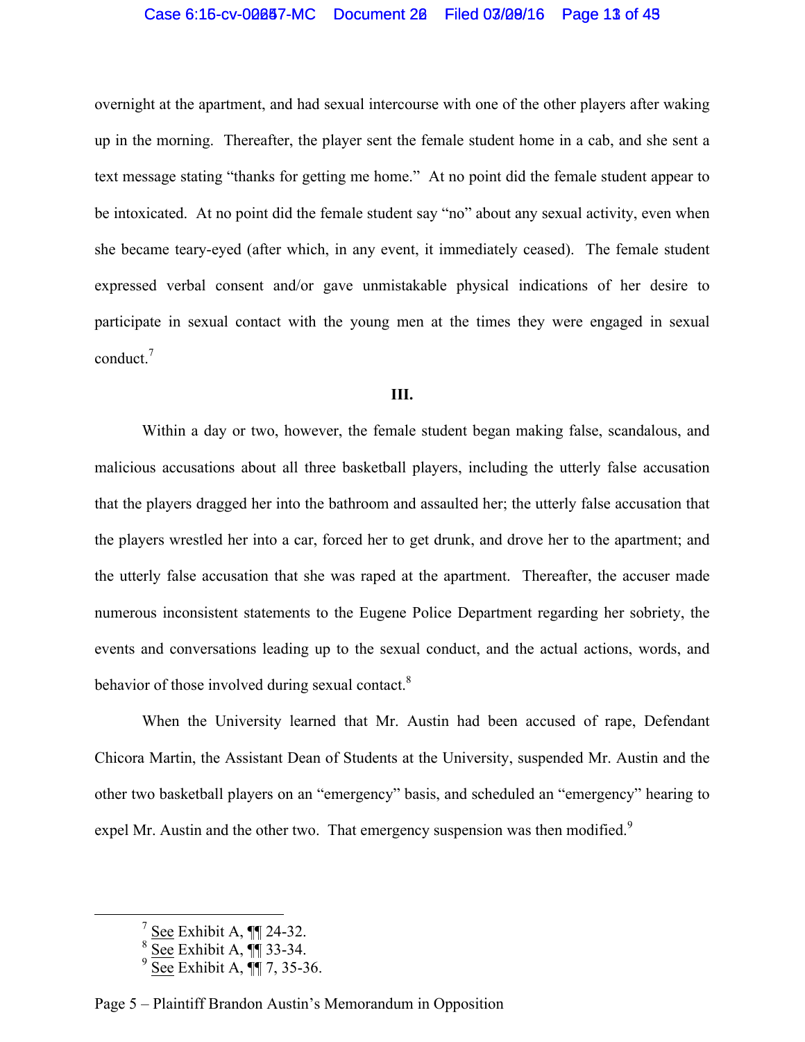overnight at the apartment, and had sexual intercourse with one of the other players after waking up in the morning. Thereafter, the player sent the female student home in a cab, and she sent a text message stating "thanks for getting me home." At no point did the female student appear to be intoxicated. At no point did the female student say "no" about any sexual activity, even when she became teary-eyed (after which, in any event, it immediately ceased). The female student expressed verbal consent and/or gave unmistakable physical indications of her desire to participate in sexual contact with the young men at the times they were engaged in sexual conduct.[7]

### III.

Within a day or two, however, the female student began making false, scandalous, and malicious accusations about all three basketball players, including the utterly false accusation that the players dragged her into the bathroom and assaulted her; the utterly false accusation that the players wrestled her into a car, forced her to get drunk, and drove her to the apartment; and the utterly false accusation that she was raped at the apartment. Thereafter, the accuser made numerous inconsistent statements to the Eugene Police Department regarding her sobriety, the events and conversations leading up to the sexual conduct, and the actual actions, words, and behavior of those involved during sexual contact.[8]

When the University learned that Mr. Austin had been accused of rape, Defendant Chicora Martin, the Assistant Dean of Students at the University, suspended Mr. Austin and the other two basketball players on an "emergency" basis, and scheduled an "emergency" hearing to expel Mr. Austin and the other two. That emergency suspension was then modified.[9]

---

[7] See Exhibit A, ¶¶ 24-32.
[8] See Exhibit A, ¶¶ 33-34.
[9] See Exhibit A, ¶¶ 7, 35-36.

Page 5 – Plaintiff Brandon Austin's Memorandum in Opposition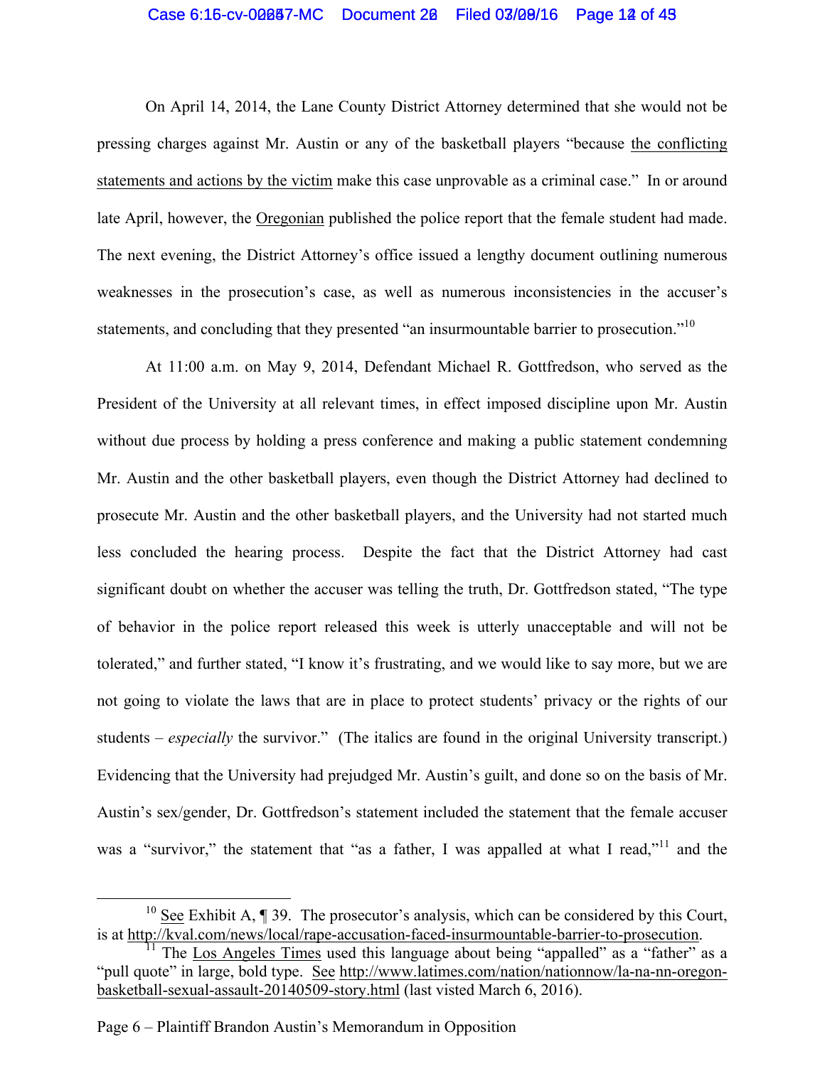On April 14, 2014, the Lane County District Attorney determined that she would not be pressing charges against Mr. Austin or any of the basketball players "because the conflicting statements and actions by the victim make this case unprovable as a criminal case." In or around late April, however, the Oregonian published the police report that the female student had made. The next evening, the District Attorney's office issued a lengthy document outlining numerous weaknesses in the prosecution's case, as well as numerous inconsistencies in the accuser's statements, and concluding that they presented "an insurmountable barrier to prosecution."[10]

At 11:00 a.m. on May 9, 2014, Defendant Michael R. Gottfredson, who served as the President of the University at all relevant times, in effect imposed discipline upon Mr. Austin without due process by holding a press conference and making a public statement condemning Mr. Austin and the other basketball players, even though the District Attorney had declined to prosecute Mr. Austin and the other basketball players, and the University had not started much less concluded the hearing process. Despite the fact that the District Attorney had cast significant doubt on whether the accuser was telling the truth, Dr. Gottfredson stated, "The type of behavior in the police report released this week is utterly unacceptable and will not be tolerated," and further stated, "I know it's frustrating, and we would like to say more, but we are not going to violate the laws that are in place to protect students' privacy or the rights of our students – *especially* the survivor." (The italics are found in the original University transcript.) Evidencing that the University had prejudged Mr. Austin's guilt, and done so on the basis of Mr. Austin's sex/gender, Dr. Gottfredson's statement included the statement that the female accuser was a "survivor," the statement that "as a father, I was appalled at what I read,"[11] and the

---

[10] See Exhibit A, ¶ 39. The prosecutor's analysis, which can be considered by this Court, is at http://kval.com/news/local/rape-accusation-faced-insurmountable-barrier-to-prosecution.

[11] The Los Angeles Times used this language about being "appalled" as a "father" as a "pull quote" in large, bold type. See http://www.latimes.com/nation/nationnow/la-na-nn-oregon-basketball-sexual-assault-20140509-story.html (last visted March 6, 2016).

Page 6 – Plaintiff Brandon Austin's Memorandum in Opposition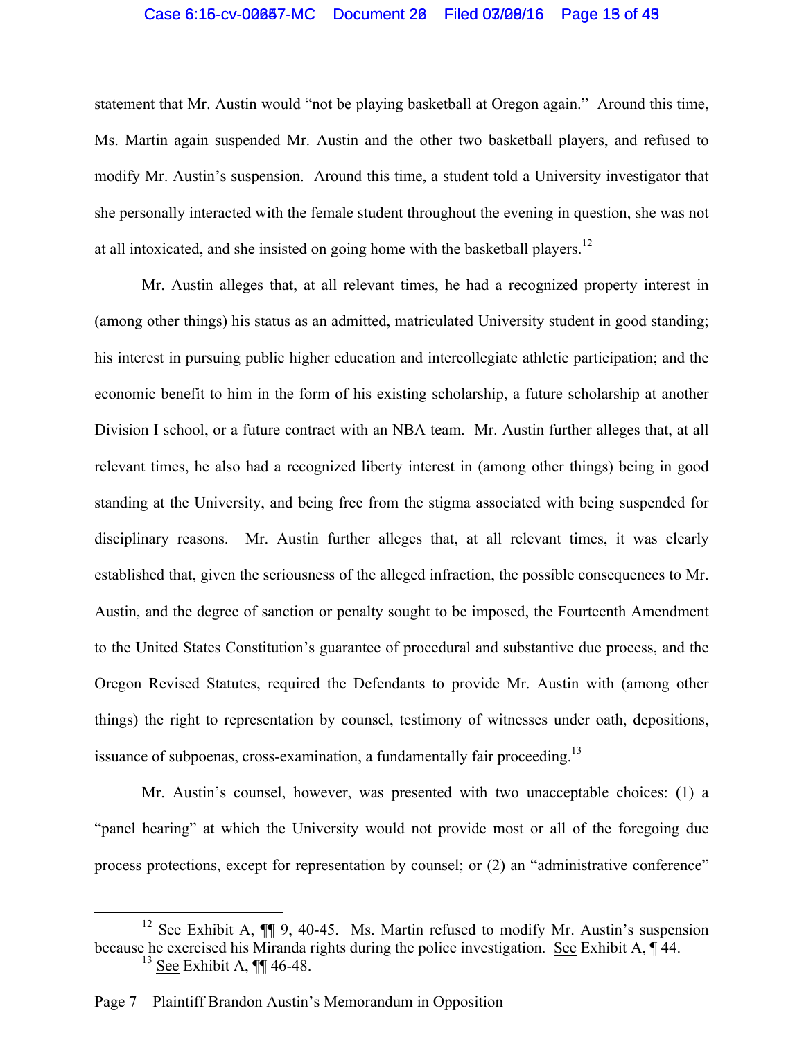statement that Mr. Austin would "not be playing basketball at Oregon again." Around this time, Ms. Martin again suspended Mr. Austin and the other two basketball players, and refused to modify Mr. Austin's suspension. Around this time, a student told a University investigator that she personally interacted with the female student throughout the evening in question, she was not at all intoxicated, and she insisted on going home with the basketball players.[12]

Mr. Austin alleges that, at all relevant times, he had a recognized property interest in (among other things) his status as an admitted, matriculated University student in good standing; his interest in pursuing public higher education and intercollegiate athletic participation; and the economic benefit to him in the form of his existing scholarship, a future scholarship at another Division I school, or a future contract with an NBA team. Mr. Austin further alleges that, at all relevant times, he also had a recognized liberty interest in (among other things) being in good standing at the University, and being free from the stigma associated with being suspended for disciplinary reasons. Mr. Austin further alleges that, at all relevant times, it was clearly established that, given the seriousness of the alleged infraction, the possible consequences to Mr. Austin, and the degree of sanction or penalty sought to be imposed, the Fourteenth Amendment to the United States Constitution's guarantee of procedural and substantive due process, and the Oregon Revised Statutes, required the Defendants to provide Mr. Austin with (among other things) the right to representation by counsel, testimony of witnesses under oath, depositions, issuance of subpoenas, cross-examination, a fundamentally fair proceeding.[13]

Mr. Austin's counsel, however, was presented with two unacceptable choices: (1) a "panel hearing" at which the University would not provide most or all of the foregoing due process protections, except for representation by counsel; or (2) an "administrative conference"

[12] See Exhibit A, ¶¶ 9, 40-45. Ms. Martin refused to modify Mr. Austin's suspension because he exercised his Miranda rights during the police investigation. See Exhibit A, ¶ 44.

[13] See Exhibit A, ¶¶ 46-48.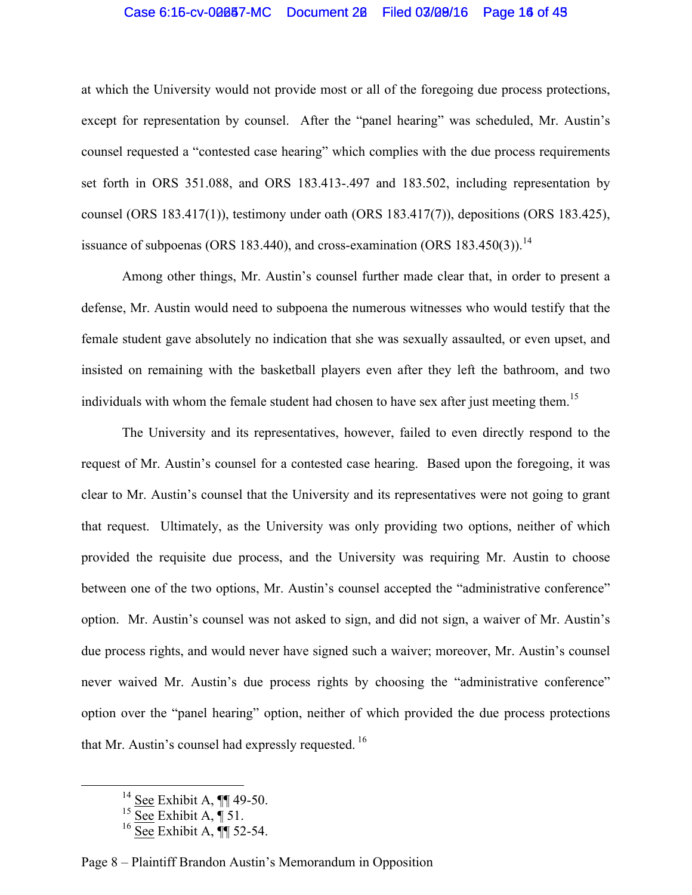at which the University would not provide most or all of the foregoing due process protections, except for representation by counsel. After the "panel hearing" was scheduled, Mr. Austin's counsel requested a "contested case hearing" which complies with the due process requirements set forth in ORS 351.088, and ORS 183.413-.497 and 183.502, including representation by counsel (ORS 183.417(1)), testimony under oath (ORS 183.417(7)), depositions (ORS 183.425), issuance of subpoenas (ORS 183.440), and cross-examination (ORS 183.450(3)).[14]

Among other things, Mr. Austin's counsel further made clear that, in order to present a defense, Mr. Austin would need to subpoena the numerous witnesses who would testify that the female student gave absolutely no indication that she was sexually assaulted, or even upset, and insisted on remaining with the basketball players even after they left the bathroom, and two individuals with whom the female student had chosen to have sex after just meeting them.[15]

The University and its representatives, however, failed to even directly respond to the request of Mr. Austin's counsel for a contested case hearing. Based upon the foregoing, it was clear to Mr. Austin's counsel that the University and its representatives were not going to grant that request. Ultimately, as the University was only providing two options, neither of which provided the requisite due process, and the University was requiring Mr. Austin to choose between one of the two options, Mr. Austin's counsel accepted the "administrative conference" option. Mr. Austin's counsel was not asked to sign, and did not sign, a waiver of Mr. Austin's due process rights, and would never have signed such a waiver; moreover, Mr. Austin's counsel never waived Mr. Austin's due process rights by choosing the "administrative conference" option over the "panel hearing" option, neither of which provided the due process protections that Mr. Austin's counsel had expressly requested.[16]

---

[14] See Exhibit A, ¶¶ 49-50.

[15] See Exhibit A, ¶ 51.

[16] See Exhibit A, ¶¶ 52-54.

Page 8 – Plaintiff Brandon Austin's Memorandum in Opposition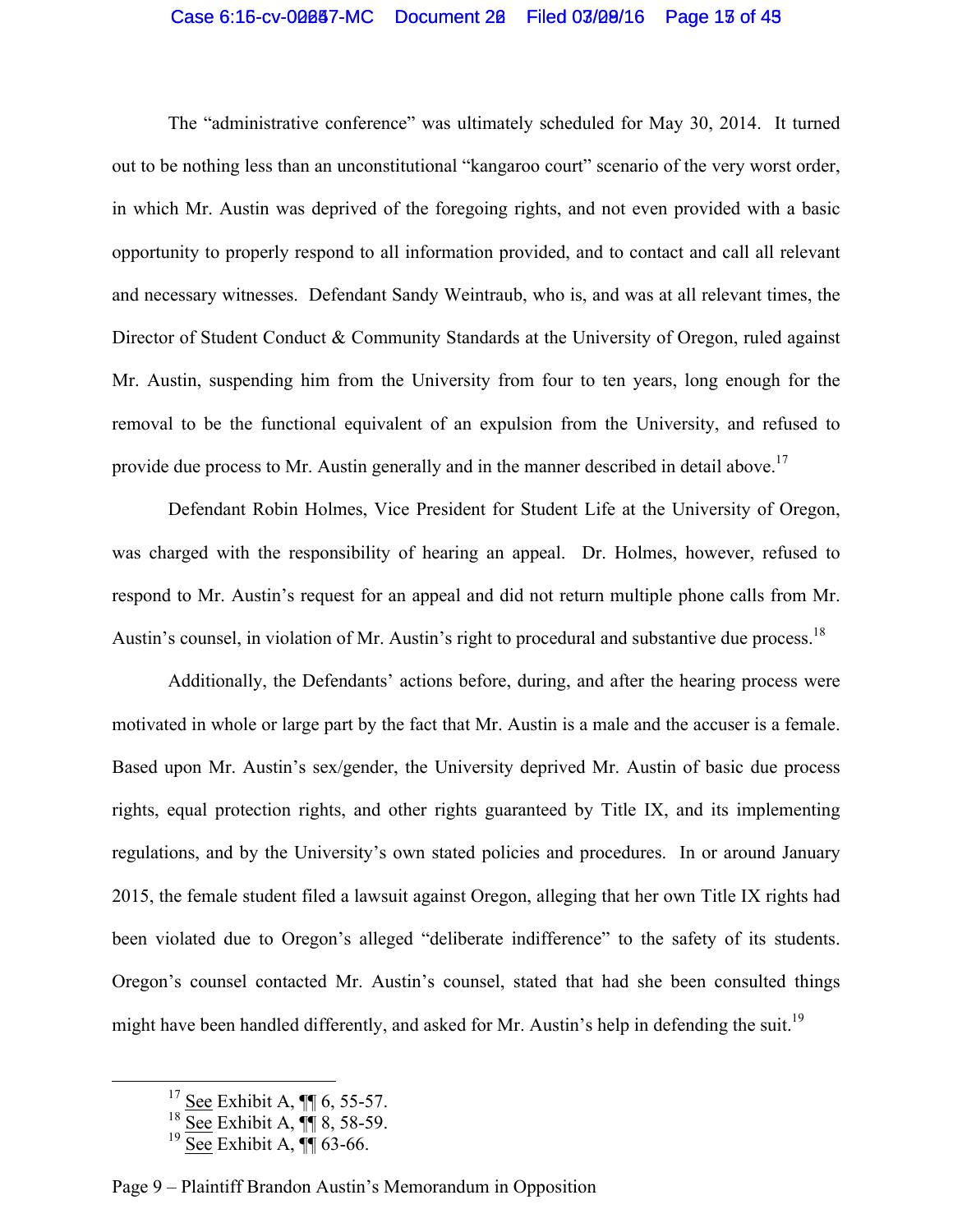The "administrative conference" was ultimately scheduled for May 30, 2014. It turned out to be nothing less than an unconstitutional "kangaroo court" scenario of the very worst order, in which Mr. Austin was deprived of the foregoing rights, and not even provided with a basic opportunity to properly respond to all information provided, and to contact and call all relevant and necessary witnesses. Defendant Sandy Weintraub, who is, and was at all relevant times, the Director of Student Conduct & Community Standards at the University of Oregon, ruled against Mr. Austin, suspending him from the University from four to ten years, long enough for the removal to be the functional equivalent of an expulsion from the University, and refused to provide due process to Mr. Austin generally and in the manner described in detail above.[17]

Defendant Robin Holmes, Vice President for Student Life at the University of Oregon, was charged with the responsibility of hearing an appeal. Dr. Holmes, however, refused to respond to Mr. Austin's request for an appeal and did not return multiple phone calls from Mr. Austin's counsel, in violation of Mr. Austin's right to procedural and substantive due process.[18]

Additionally, the Defendants' actions before, during, and after the hearing process were motivated in whole or large part by the fact that Mr. Austin is a male and the accuser is a female. Based upon Mr. Austin's sex/gender, the University deprived Mr. Austin of basic due process rights, equal protection rights, and other rights guaranteed by Title IX, and its implementing regulations, and by the University's own stated policies and procedures. In or around January 2015, the female student filed a lawsuit against Oregon, alleging that her own Title IX rights had been violated due to Oregon's alleged "deliberate indifference" to the safety of its students. Oregon's counsel contacted Mr. Austin's counsel, stated that had she been consulted things might have been handled differently, and asked for Mr. Austin's help in defending the suit.[19]

---

[17] See Exhibit A, ¶¶ 6, 55-57.
[18] See Exhibit A, ¶¶ 8, 58-59.
[19] See Exhibit A, ¶¶ 63-66.

Page 9 – Plaintiff Brandon Austin's Memorandum in Opposition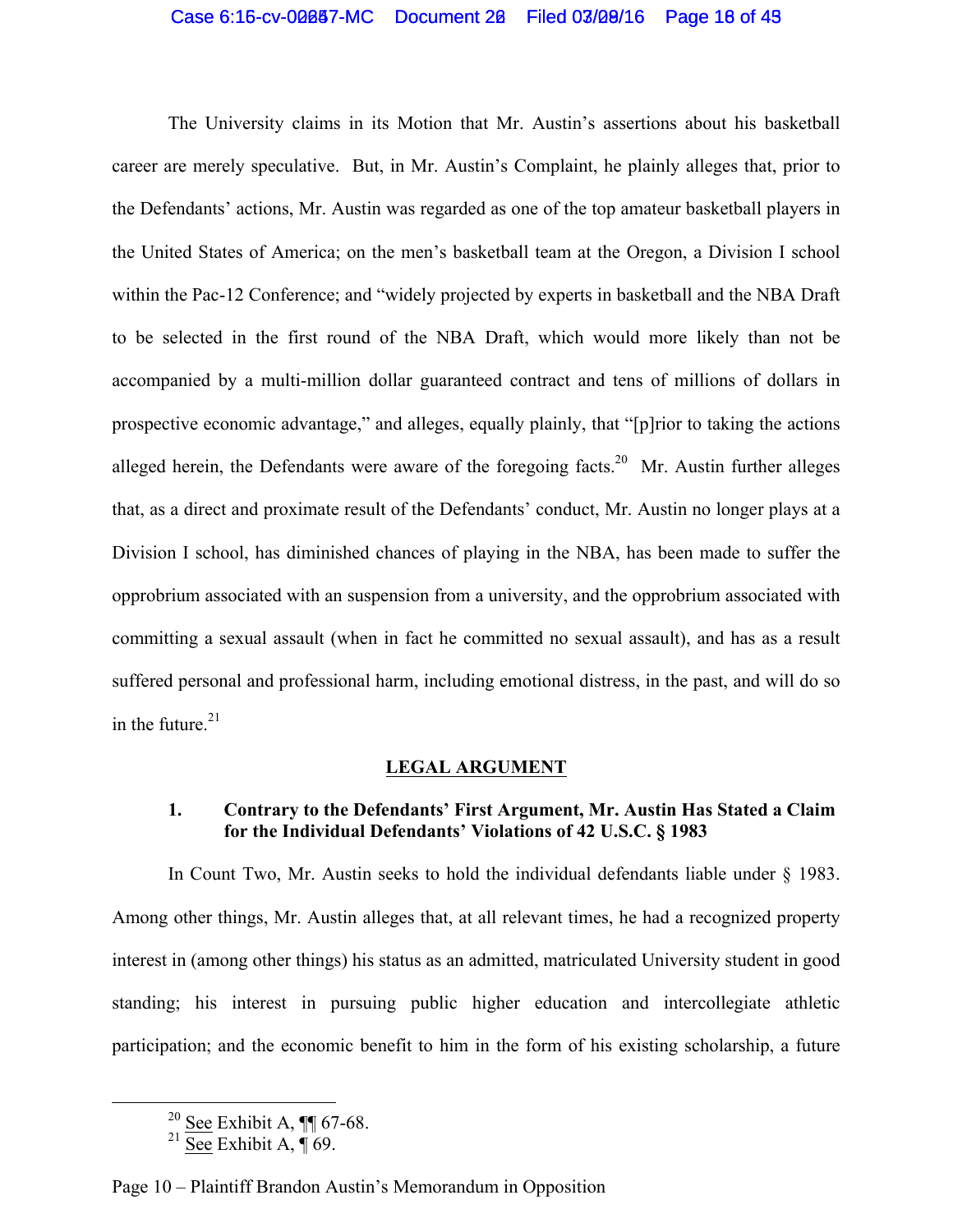The University claims in its Motion that Mr. Austin's assertions about his basketball career are merely speculative. But, in Mr. Austin's Complaint, he plainly alleges that, prior to the Defendants' actions, Mr. Austin was regarded as one of the top amateur basketball players in the United States of America; on the men's basketball team at the Oregon, a Division I school within the Pac-12 Conference; and "widely projected by experts in basketball and the NBA Draft to be selected in the first round of the NBA Draft, which would more likely than not be accompanied by a multi-million dollar guaranteed contract and tens of millions of dollars in prospective economic advantage," and alleges, equally plainly, that "[p]rior to taking the actions alleged herein, the Defendants were aware of the foregoing facts.[20] Mr. Austin further alleges that, as a direct and proximate result of the Defendants' conduct, Mr. Austin no longer plays at a Division I school, has diminished chances of playing in the NBA, has been made to suffer the opprobrium associated with an suspension from a university, and the opprobrium associated with committing a sexual assault (when in fact he committed no sexual assault), and has as a result suffered personal and professional harm, including emotional distress, in the past, and will do so in the future.[21]

## LEGAL ARGUMENT

### 1. Contrary to the Defendants' First Argument, Mr. Austin Has Stated a Claim for the Individual Defendants' Violations of 42 U.S.C. § 1983

In Count Two, Mr. Austin seeks to hold the individual defendants liable under § 1983. Among other things, Mr. Austin alleges that, at all relevant times, he had a recognized property interest in (among other things) his status as an admitted, matriculated University student in good standing; his interest in pursuing public higher education and intercollegiate athletic participation; and the economic benefit to him in the form of his existing scholarship, a future

[20] See Exhibit A, ¶¶ 67-68.

[21] See Exhibit A, ¶ 69.

Page 10 – Plaintiff Brandon Austin's Memorandum in Opposition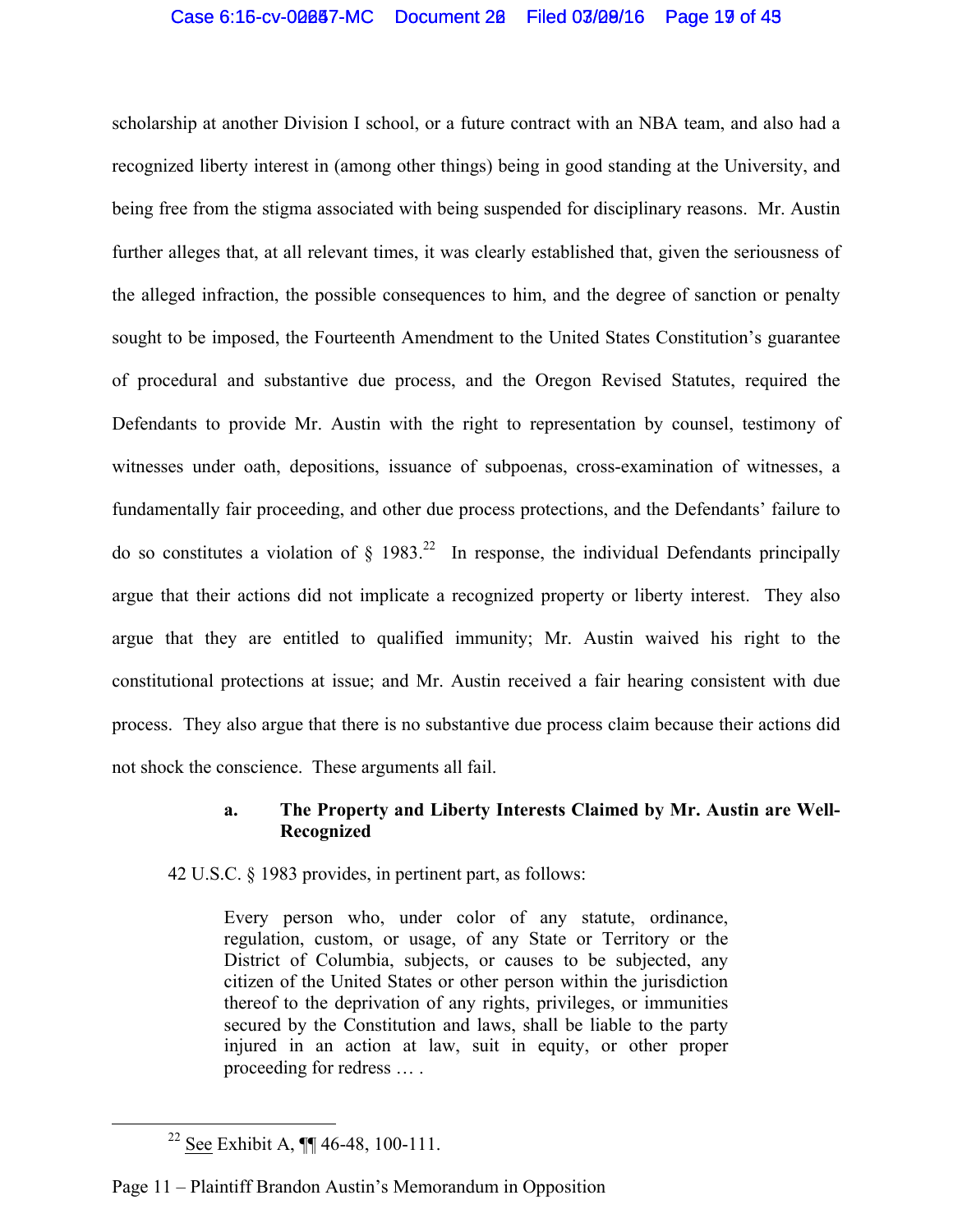scholarship at another Division I school, or a future contract with an NBA team, and also had a recognized liberty interest in (among other things) being in good standing at the University, and being free from the stigma associated with being suspended for disciplinary reasons. Mr. Austin further alleges that, at all relevant times, it was clearly established that, given the seriousness of the alleged infraction, the possible consequences to him, and the degree of sanction or penalty sought to be imposed, the Fourteenth Amendment to the United States Constitution's guarantee of procedural and substantive due process, and the Oregon Revised Statutes, required the Defendants to provide Mr. Austin with the right to representation by counsel, testimony of witnesses under oath, depositions, issuance of subpoenas, cross-examination of witnesses, a fundamentally fair proceeding, and other due process protections, and the Defendants' failure to do so constitutes a violation of § 1983.[22] In response, the individual Defendants principally argue that their actions did not implicate a recognized property or liberty interest. They also argue that they are entitled to qualified immunity; Mr. Austin waived his right to the constitutional protections at issue; and Mr. Austin received a fair hearing consistent with due process. They also argue that there is no substantive due process claim because their actions did not shock the conscience. These arguments all fail.

**a. The Property and Liberty Interests Claimed by Mr. Austin are Well-Recognized**

42 U.S.C. § 1983 provides, in pertinent part, as follows:

> Every person who, under color of any statute, ordinance, regulation, custom, or usage, of any State or Territory or the District of Columbia, subjects, or causes to be subjected, any citizen of the United States or other person within the jurisdiction thereof to the deprivation of any rights, privileges, or immunities secured by the Constitution and laws, shall be liable to the party injured in an action at law, suit in equity, or other proper proceeding for redress … .

[22] See Exhibit A, ¶¶ 46-48, 100-111.

Page 11 – Plaintiff Brandon Austin's Memorandum in Opposition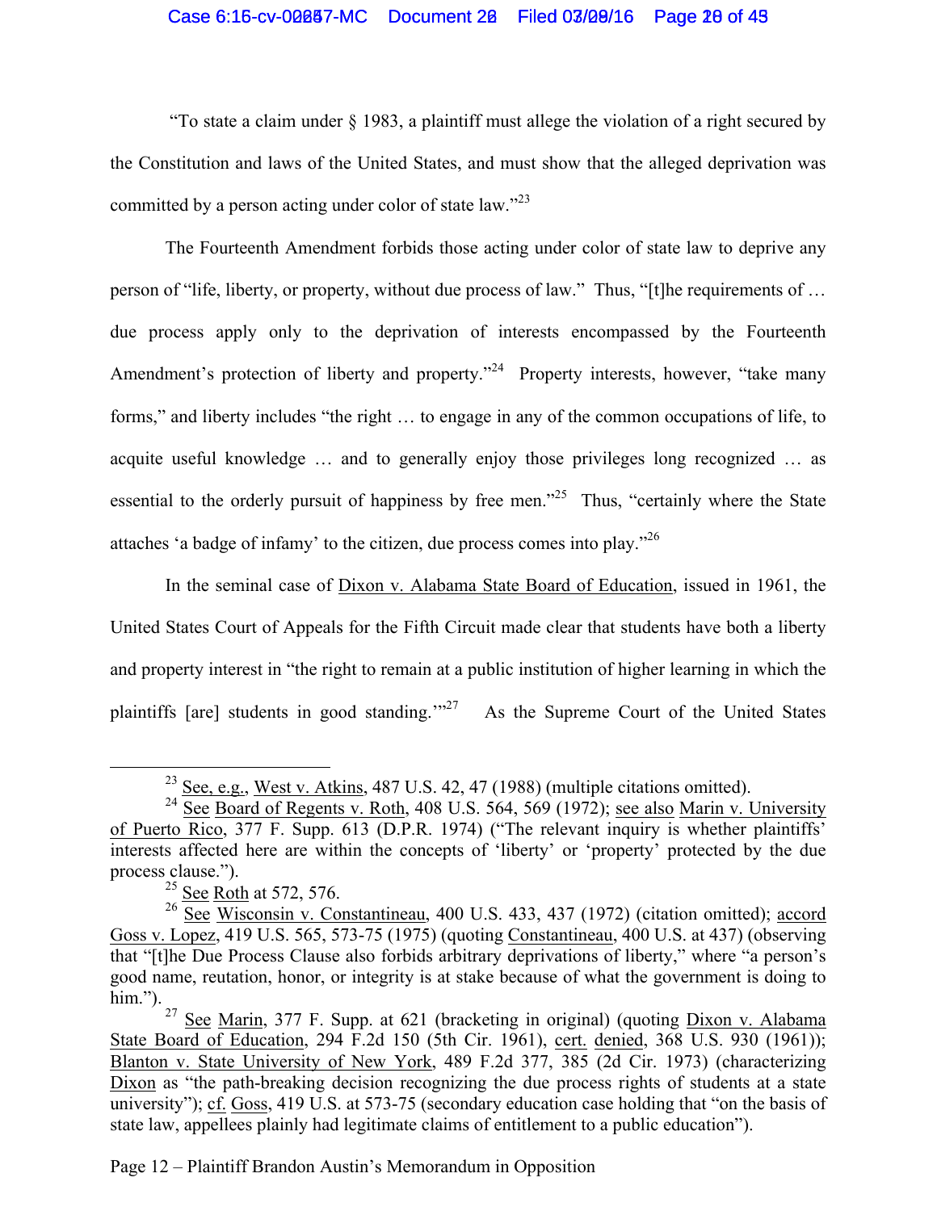"To state a claim under § 1983, a plaintiff must allege the violation of a right secured by the Constitution and laws of the United States, and must show that the alleged deprivation was committed by a person acting under color of state law."[23]

The Fourteenth Amendment forbids those acting under color of state law to deprive any person of "life, liberty, or property, without due process of law." Thus, "[t]he requirements of … due process apply only to the deprivation of interests encompassed by the Fourteenth Amendment's protection of liberty and property."[24] Property interests, however, "take many forms," and liberty includes "the right … to engage in any of the common occupations of life, to acquite useful knowledge … and to generally enjoy those privileges long recognized … as essential to the orderly pursuit of happiness by free men."[25] Thus, "certainly where the State attaches 'a badge of infamy' to the citizen, due process comes into play."[26]

In the seminal case of Dixon v. Alabama State Board of Education, issued in 1961, the United States Court of Appeals for the Fifth Circuit made clear that students have both a liberty and property interest in "the right to remain at a public institution of higher learning in which the plaintiffs [are] students in good standing.'"[27] As the Supreme Court of the United States

---

[23] See, e.g., West v. Atkins, 487 U.S. 42, 47 (1988) (multiple citations omitted).

[24] See Board of Regents v. Roth, 408 U.S. 564, 569 (1972); see also Marin v. University of Puerto Rico, 377 F. Supp. 613 (D.P.R. 1974) ("The relevant inquiry is whether plaintiffs' interests affected here are within the concepts of 'liberty' or 'property' protected by the due process clause.").

[25] See Roth at 572, 576.

[26] See Wisconsin v. Constantineau, 400 U.S. 433, 437 (1972) (citation omitted); accord Goss v. Lopez, 419 U.S. 565, 573-75 (1975) (quoting Constantineau, 400 U.S. at 437) (observing that "[t]he Due Process Clause also forbids arbitrary deprivations of liberty," where "a person's good name, reutation, honor, or integrity is at stake because of what the government is doing to him.").

[27] See Marin, 377 F. Supp. at 621 (bracketing in original) (quoting Dixon v. Alabama State Board of Education, 294 F.2d 150 (5th Cir. 1961), cert. denied, 368 U.S. 930 (1961)); Blanton v. State University of New York, 489 F.2d 377, 385 (2d Cir. 1973) (characterizing Dixon as "the path-breaking decision recognizing the due process rights of students at a state university"); cf. Goss, 419 U.S. at 573-75 (secondary education case holding that "on the basis of state law, appellees plainly had legitimate claims of entitlement to a public education").

Page 12 – Plaintiff Brandon Austin's Memorandum in Opposition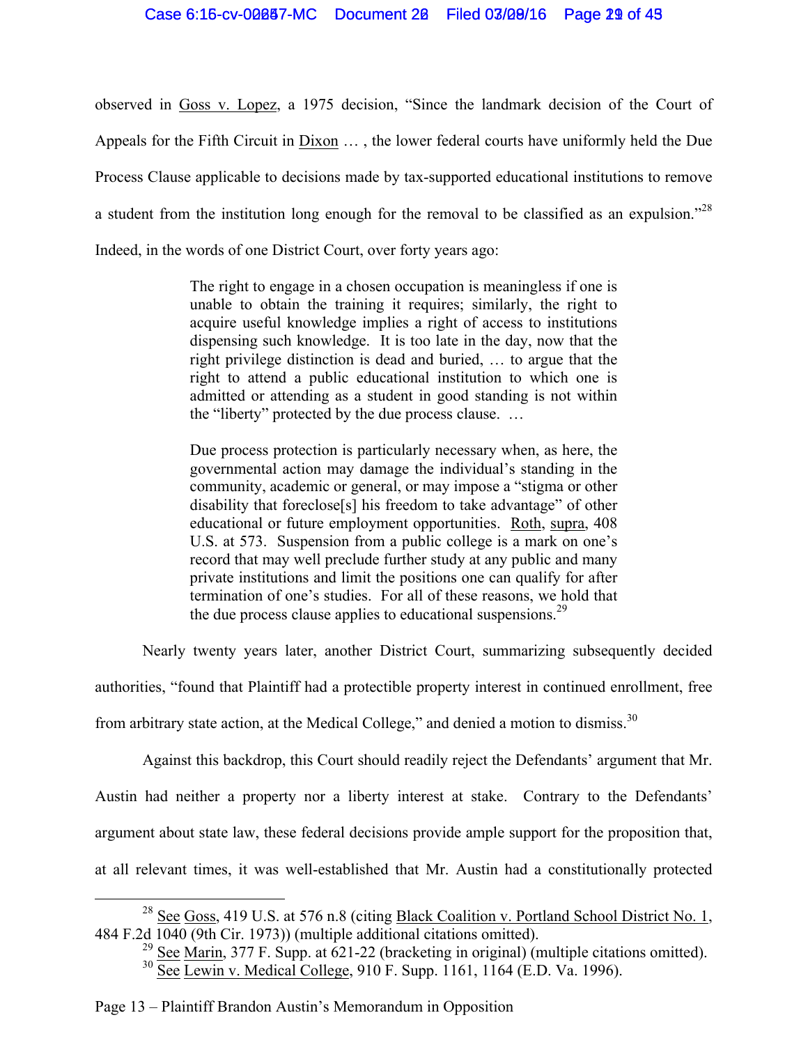observed in Goss v. Lopez, a 1975 decision, "Since the landmark decision of the Court of Appeals for the Fifth Circuit in Dixon … , the lower federal courts have uniformly held the Due Process Clause applicable to decisions made by tax-supported educational institutions to remove a student from the institution long enough for the removal to be classified as an expulsion."[28] Indeed, in the words of one District Court, over forty years ago:

> The right to engage in a chosen occupation is meaningless if one is unable to obtain the training it requires; similarly, the right to acquire useful knowledge implies a right of access to institutions dispensing such knowledge. It is too late in the day, now that the right privilege distinction is dead and buried, … to argue that the right to attend a public educational institution to which one is admitted or attending as a student in good standing is not within the "liberty" protected by the due process clause. …
>
> Due process protection is particularly necessary when, as here, the governmental action may damage the individual's standing in the community, academic or general, or may impose a "stigma or other disability that foreclose[s] his freedom to take advantage" of other educational or future employment opportunities. Roth, supra, 408 U.S. at 573. Suspension from a public college is a mark on one's record that may well preclude further study at any public and many private institutions and limit the positions one can qualify for after termination of one's studies. For all of these reasons, we hold that the due process clause applies to educational suspensions.[29]

Nearly twenty years later, another District Court, summarizing subsequently decided authorities, "found that Plaintiff had a protectible property interest in continued enrollment, free from arbitrary state action, at the Medical College," and denied a motion to dismiss.[30]

Against this backdrop, this Court should readily reject the Defendants' argument that Mr. Austin had neither a property nor a liberty interest at stake. Contrary to the Defendants' argument about state law, these federal decisions provide ample support for the proposition that, at all relevant times, it was well-established that Mr. Austin had a constitutionally protected

---

[28] See Goss, 419 U.S. at 576 n.8 (citing Black Coalition v. Portland School District No. 1, 484 F.2d 1040 (9th Cir. 1973)) (multiple additional citations omitted).

[29] See Marin, 377 F. Supp. at 621-22 (bracketing in original) (multiple citations omitted).

[30] See Lewin v. Medical College, 910 F. Supp. 1161, 1164 (E.D. Va. 1996).

Page 13 – Plaintiff Brandon Austin's Memorandum in Opposition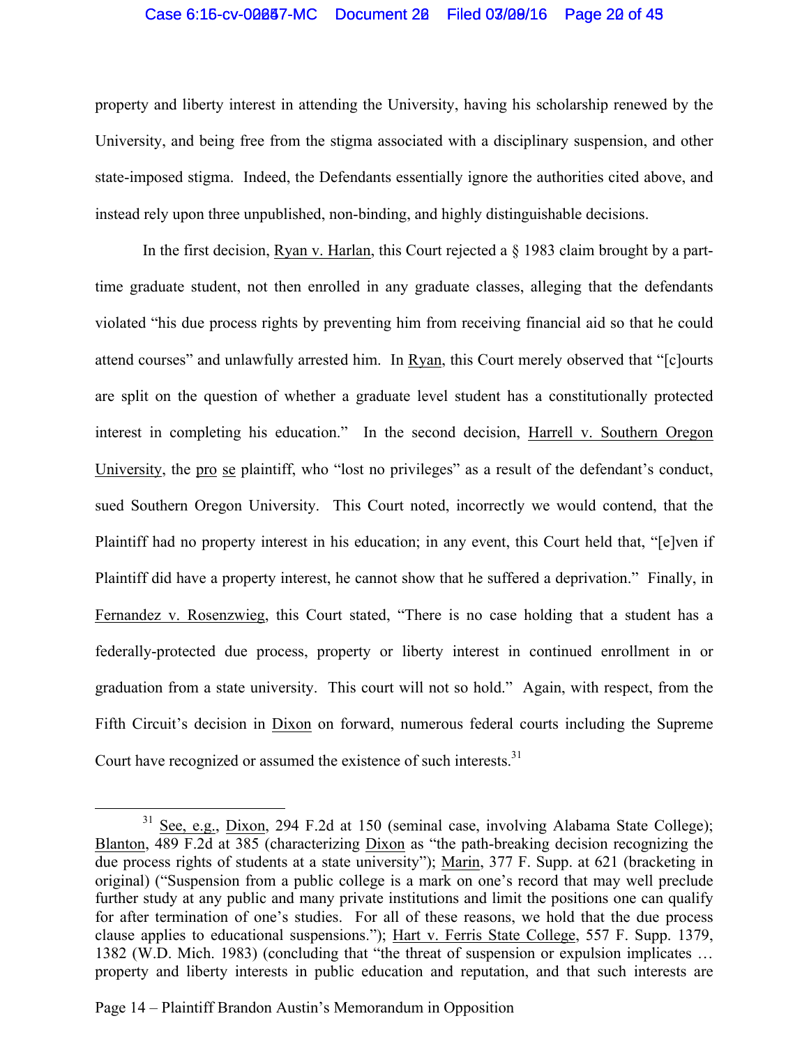property and liberty interest in attending the University, having his scholarship renewed by the University, and being free from the stigma associated with a disciplinary suspension, and other state-imposed stigma. Indeed, the Defendants essentially ignore the authorities cited above, and instead rely upon three unpublished, non-binding, and highly distinguishable decisions.

In the first decision, Ryan v. Harlan, this Court rejected a § 1983 claim brought by a part-time graduate student, not then enrolled in any graduate classes, alleging that the defendants violated "his due process rights by preventing him from receiving financial aid so that he could attend courses" and unlawfully arrested him. In Ryan, this Court merely observed that "[c]ourts are split on the question of whether a graduate level student has a constitutionally protected interest in completing his education." In the second decision, Harrell v. Southern Oregon University, the pro se plaintiff, who "lost no privileges" as a result of the defendant's conduct, sued Southern Oregon University. This Court noted, incorrectly we would contend, that the Plaintiff had no property interest in his education; in any event, this Court held that, "[e]ven if Plaintiff did have a property interest, he cannot show that he suffered a deprivation." Finally, in Fernandez v. Rosenzwieg, this Court stated, "There is no case holding that a student has a federally-protected due process, property or liberty interest in continued enrollment in or graduation from a state university. This court will not so hold." Again, with respect, from the Fifth Circuit's decision in Dixon on forward, numerous federal courts including the Supreme Court have recognized or assumed the existence of such interests.[31]

---

[31] See, e.g., Dixon, 294 F.2d at 150 (seminal case, involving Alabama State College); Blanton, 489 F.2d at 385 (characterizing Dixon as "the path-breaking decision recognizing the due process rights of students at a state university"); Marin, 377 F. Supp. at 621 (bracketing in original) ("Suspension from a public college is a mark on one's record that may well preclude further study at any public and many private institutions and limit the positions one can qualify for after termination of one's studies. For all of these reasons, we hold that the due process clause applies to educational suspensions."); Hart v. Ferris State College, 557 F. Supp. 1379, 1382 (W.D. Mich. 1983) (concluding that "the threat of suspension or expulsion implicates … property and liberty interests in public education and reputation, and that such interests are

Page 14 – Plaintiff Brandon Austin's Memorandum in Opposition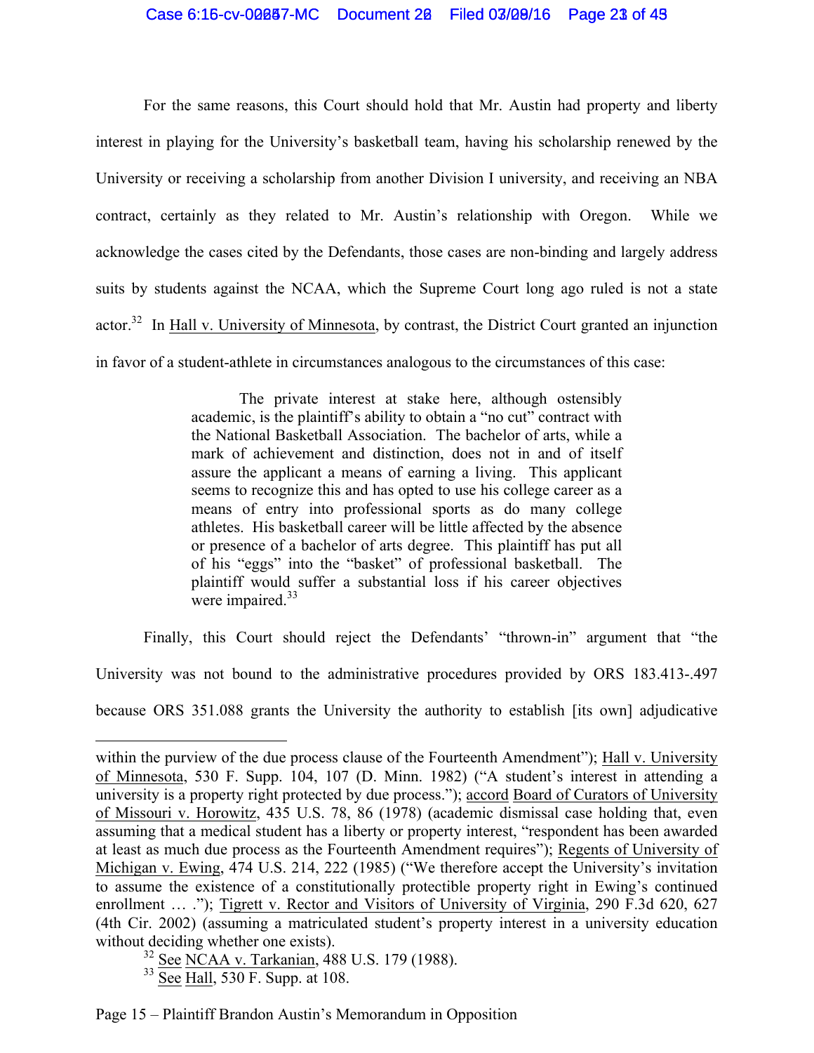For the same reasons, this Court should hold that Mr. Austin had property and liberty interest in playing for the University's basketball team, having his scholarship renewed by the University or receiving a scholarship from another Division I university, and receiving an NBA contract, certainly as they related to Mr. Austin's relationship with Oregon. While we acknowledge the cases cited by the Defendants, those cases are non-binding and largely address suits by students against the NCAA, which the Supreme Court long ago ruled is not a state actor.[32] In Hall v. University of Minnesota, by contrast, the District Court granted an injunction in favor of a student-athlete in circumstances analogous to the circumstances of this case:

> The private interest at stake here, although ostensibly academic, is the plaintiff's ability to obtain a "no cut" contract with the National Basketball Association. The bachelor of arts, while a mark of achievement and distinction, does not in and of itself assure the applicant a means of earning a living. This applicant seems to recognize this and has opted to use his college career as a means of entry into professional sports as do many college athletes. His basketball career will be little affected by the absence or presence of a bachelor of arts degree. This plaintiff has put all of his "eggs" into the "basket" of professional basketball. The plaintiff would suffer a substantial loss if his career objectives were impaired.[33]

Finally, this Court should reject the Defendants' "thrown-in" argument that "the University was not bound to the administrative procedures provided by ORS 183.413-.497 because ORS 351.088 grants the University the authority to establish [its own] adjudicative

---

within the purview of the due process clause of the Fourteenth Amendment"); Hall v. University of Minnesota, 530 F. Supp. 104, 107 (D. Minn. 1982) ("A student's interest in attending a university is a property right protected by due process."); accord Board of Curators of University of Missouri v. Horowitz, 435 U.S. 78, 86 (1978) (academic dismissal case holding that, even assuming that a medical student has a liberty or property interest, "respondent has been awarded at least as much due process as the Fourteenth Amendment requires"); Regents of University of Michigan v. Ewing, 474 U.S. 214, 222 (1985) ("We therefore accept the University's invitation to assume the existence of a constitutionally protectible property right in Ewing's continued enrollment … ."); Tigrett v. Rector and Visitors of University of Virginia, 290 F.3d 620, 627 (4th Cir. 2002) (assuming a matriculated student's property interest in a university education without deciding whether one exists).

[32] See NCAA v. Tarkanian, 488 U.S. 179 (1988).

[33] See Hall, 530 F. Supp. at 108.

Page 15 – Plaintiff Brandon Austin's Memorandum in Opposition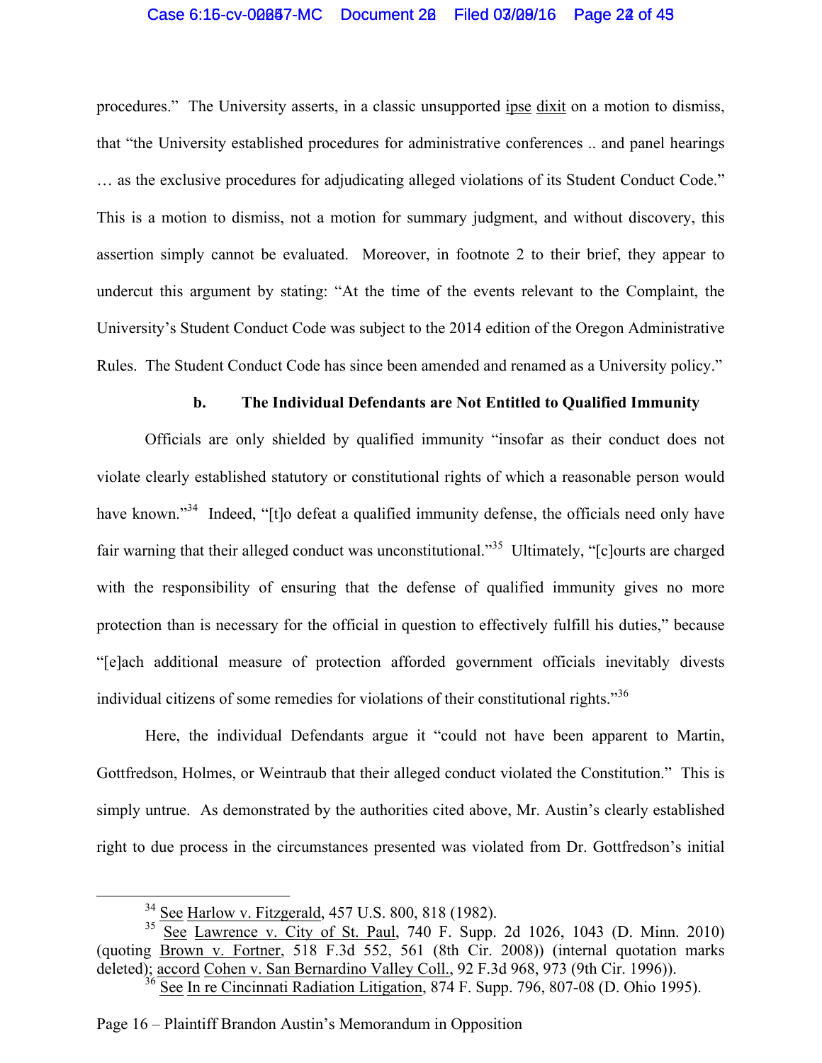procedures." The University asserts, in a classic unsupported ipse dixit on a motion to dismiss, that "the University established procedures for administrative conferences .. and panel hearings … as the exclusive procedures for adjudicating alleged violations of its Student Conduct Code." This is a motion to dismiss, not a motion for summary judgment, and without discovery, this assertion simply cannot be evaluated. Moreover, in footnote 2 to their brief, they appear to undercut this argument by stating: "At the time of the events relevant to the Complaint, the University's Student Conduct Code was subject to the 2014 edition of the Oregon Administrative Rules. The Student Conduct Code has since been amended and renamed as a University policy."

**b. The Individual Defendants are Not Entitled to Qualified Immunity**

Officials are only shielded by qualified immunity "insofar as their conduct does not violate clearly established statutory or constitutional rights of which a reasonable person would have known."[34] Indeed, "[t]o defeat a qualified immunity defense, the officials need only have fair warning that their alleged conduct was unconstitutional."[35] Ultimately, "[c]ourts are charged with the responsibility of ensuring that the defense of qualified immunity gives no more protection than is necessary for the official in question to effectively fulfill his duties," because "[e]ach additional measure of protection afforded government officials inevitably divests individual citizens of some remedies for violations of their constitutional rights."[36]

Here, the individual Defendants argue it "could not have been apparent to Martin, Gottfredson, Holmes, or Weintraub that their alleged conduct violated the Constitution." This is simply untrue. As demonstrated by the authorities cited above, Mr. Austin's clearly established right to due process in the circumstances presented was violated from Dr. Gottfredson's initial

---

[34] See Harlow v. Fitzgerald, 457 U.S. 800, 818 (1982).

[35] See Lawrence v. City of St. Paul, 740 F. Supp. 2d 1026, 1043 (D. Minn. 2010) (quoting Brown v. Fortner, 518 F.3d 552, 561 (8th Cir. 2008)) (internal quotation marks deleted); accord Cohen v. San Bernardino Valley Coll., 92 F.3d 968, 973 (9th Cir. 1996)).

[36] See In re Cincinnati Radiation Litigation, 874 F. Supp. 796, 807-08 (D. Ohio 1995).

Page 16 – Plaintiff Brandon Austin's Memorandum in Opposition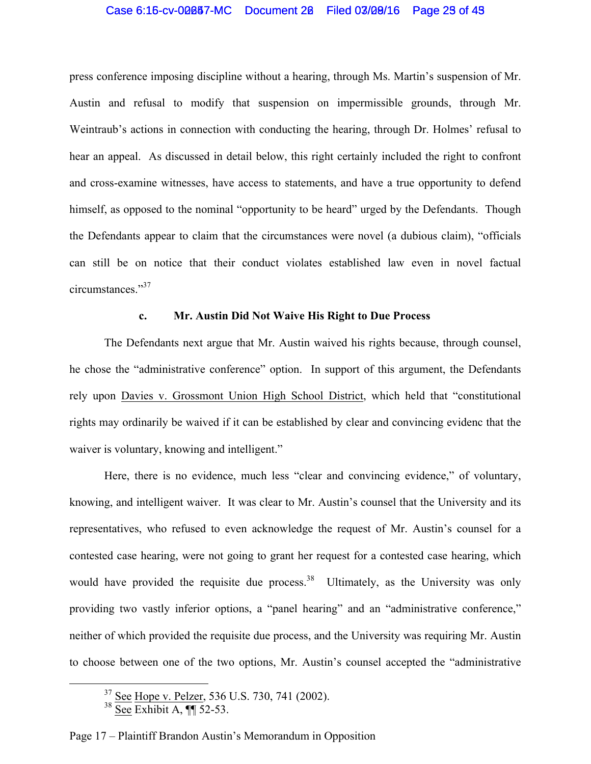press conference imposing discipline without a hearing, through Ms. Martin's suspension of Mr. Austin and refusal to modify that suspension on impermissible grounds, through Mr. Weintraub's actions in connection with conducting the hearing, through Dr. Holmes' refusal to hear an appeal. As discussed in detail below, this right certainly included the right to confront and cross-examine witnesses, have access to statements, and have a true opportunity to defend himself, as opposed to the nominal "opportunity to be heard" urged by the Defendants. Though the Defendants appear to claim that the circumstances were novel (a dubious claim), "officials can still be on notice that their conduct violates established law even in novel factual circumstances."[37]

### c. Mr. Austin Did Not Waive His Right to Due Process

The Defendants next argue that Mr. Austin waived his rights because, through counsel, he chose the "administrative conference" option. In support of this argument, the Defendants rely upon Davies v. Grossmont Union High School District, which held that "constitutional rights may ordinarily be waived if it can be established by clear and convincing evidenc that the waiver is voluntary, knowing and intelligent."

Here, there is no evidence, much less "clear and convincing evidence," of voluntary, knowing, and intelligent waiver. It was clear to Mr. Austin's counsel that the University and its representatives, who refused to even acknowledge the request of Mr. Austin's counsel for a contested case hearing, were not going to grant her request for a contested case hearing, which would have provided the requisite due process.[38] Ultimately, as the University was only providing two vastly inferior options, a "panel hearing" and an "administrative conference," neither of which provided the requisite due process, and the University was requiring Mr. Austin to choose between one of the two options, Mr. Austin's counsel accepted the "administrative

---

[37] See Hope v. Pelzer, 536 U.S. 730, 741 (2002).

[38] See Exhibit A, ¶¶ 52-53.

Page 17 – Plaintiff Brandon Austin's Memorandum in Opposition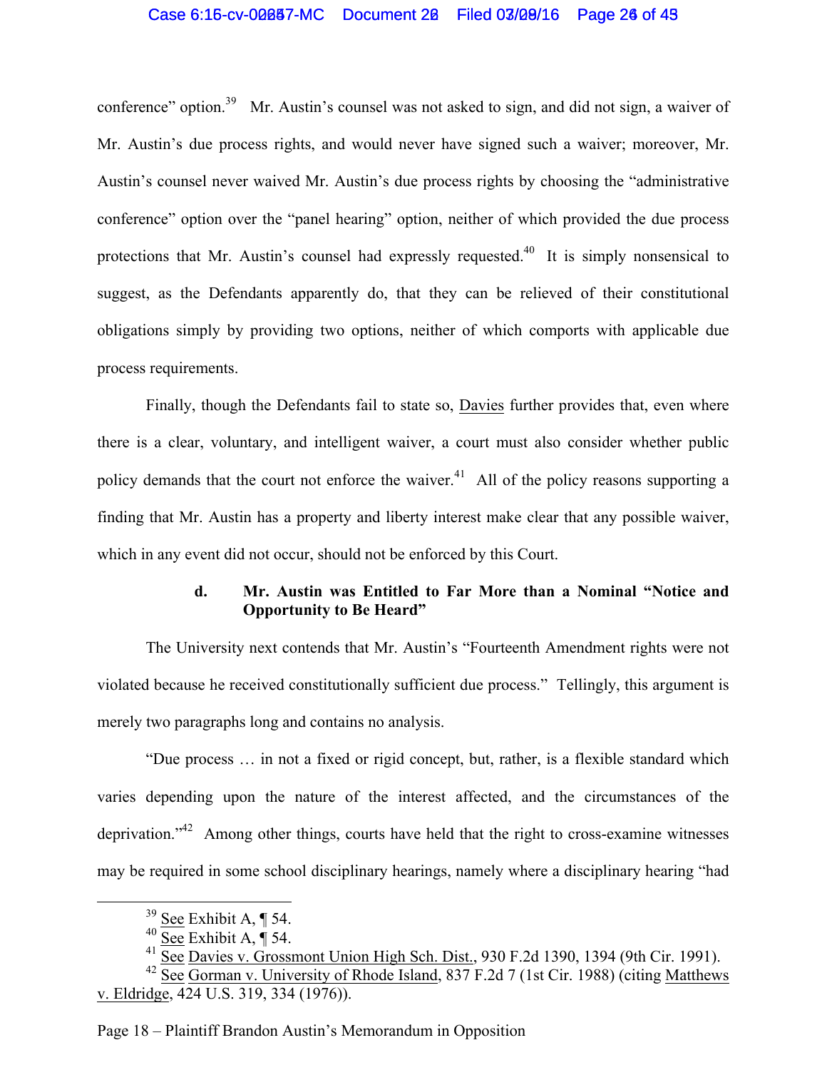conference" option.[39] Mr. Austin's counsel was not asked to sign, and did not sign, a waiver of Mr. Austin's due process rights, and would never have signed such a waiver; moreover, Mr. Austin's counsel never waived Mr. Austin's due process rights by choosing the "administrative conference" option over the "panel hearing" option, neither of which provided the due process protections that Mr. Austin's counsel had expressly requested.[40] It is simply nonsensical to suggest, as the Defendants apparently do, that they can be relieved of their constitutional obligations simply by providing two options, neither of which comports with applicable due process requirements.

Finally, though the Defendants fail to state so, Davies further provides that, even where there is a clear, voluntary, and intelligent waiver, a court must also consider whether public policy demands that the court not enforce the waiver.[41] All of the policy reasons supporting a finding that Mr. Austin has a property and liberty interest make clear that any possible waiver, which in any event did not occur, should not be enforced by this Court.

#### d. Mr. Austin was Entitled to Far More than a Nominal "Notice and Opportunity to Be Heard"

The University next contends that Mr. Austin's "Fourteenth Amendment rights were not violated because he received constitutionally sufficient due process." Tellingly, this argument is merely two paragraphs long and contains no analysis.

"Due process … in not a fixed or rigid concept, but, rather, is a flexible standard which varies depending upon the nature of the interest affected, and the circumstances of the deprivation."[42] Among other things, courts have held that the right to cross-examine witnesses may be required in some school disciplinary hearings, namely where a disciplinary hearing "had

---

[39] See Exhibit A, ¶ 54.

[40] See Exhibit A, ¶ 54.

[41] See Davies v. Grossmont Union High Sch. Dist., 930 F.2d 1390, 1394 (9th Cir. 1991).

[42] See Gorman v. University of Rhode Island, 837 F.2d 7 (1st Cir. 1988) (citing Matthews v. Eldridge, 424 U.S. 319, 334 (1976)).

Page 18 – Plaintiff Brandon Austin's Memorandum in Opposition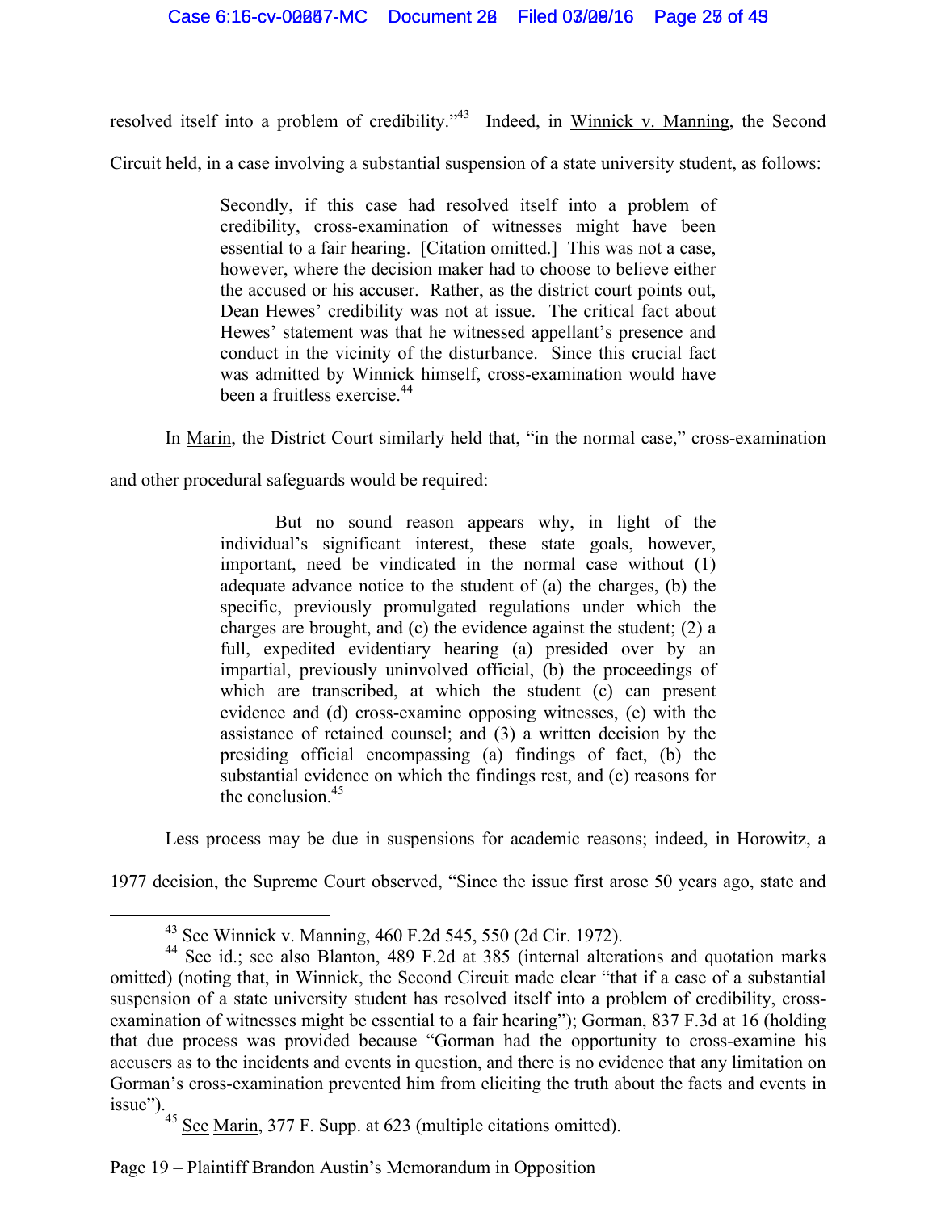resolved itself into a problem of credibility."[43] Indeed, in Winnick v. Manning, the Second Circuit held, in a case involving a substantial suspension of a state university student, as follows:

> Secondly, if this case had resolved itself into a problem of credibility, cross-examination of witnesses might have been essential to a fair hearing. [Citation omitted.] This was not a case, however, where the decision maker had to choose to believe either the accused or his accuser. Rather, as the district court points out, Dean Hewes' credibility was not at issue. The critical fact about Hewes' statement was that he witnessed appellant's presence and conduct in the vicinity of the disturbance. Since this crucial fact was admitted by Winnick himself, cross-examination would have been a fruitless exercise.[44]

In Marin, the District Court similarly held that, "in the normal case," cross-examination and other procedural safeguards would be required:

> But no sound reason appears why, in light of the individual's significant interest, these state goals, however, important, need be vindicated in the normal case without (1) adequate advance notice to the student of (a) the charges, (b) the specific, previously promulgated regulations under which the charges are brought, and (c) the evidence against the student; (2) a full, expedited evidentiary hearing (a) presided over by an impartial, previously uninvolved official, (b) the proceedings of which are transcribed, at which the student (c) can present evidence and (d) cross-examine opposing witnesses, (e) with the assistance of retained counsel; and (3) a written decision by the presiding official encompassing (a) findings of fact, (b) the substantial evidence on which the findings rest, and (c) reasons for the conclusion.[45]

Less process may be due in suspensions for academic reasons; indeed, in Horowitz, a 1977 decision, the Supreme Court observed, "Since the issue first arose 50 years ago, state and

---

[43] See Winnick v. Manning, 460 F.2d 545, 550 (2d Cir. 1972).

[44] See id.; see also Blanton, 489 F.2d at 385 (internal alterations and quotation marks omitted) (noting that, in Winnick, the Second Circuit made clear "that if a case of a substantial suspension of a state university student has resolved itself into a problem of credibility, cross-examination of witnesses might be essential to a fair hearing"); Gorman, 837 F.3d at 16 (holding that due process was provided because "Gorman had the opportunity to cross-examine his accusers as to the incidents and events in question, and there is no evidence that any limitation on Gorman's cross-examination prevented him from eliciting the truth about the facts and events in issue").

[45] See Marin, 377 F. Supp. at 623 (multiple citations omitted).

Page 19 – Plaintiff Brandon Austin's Memorandum in Opposition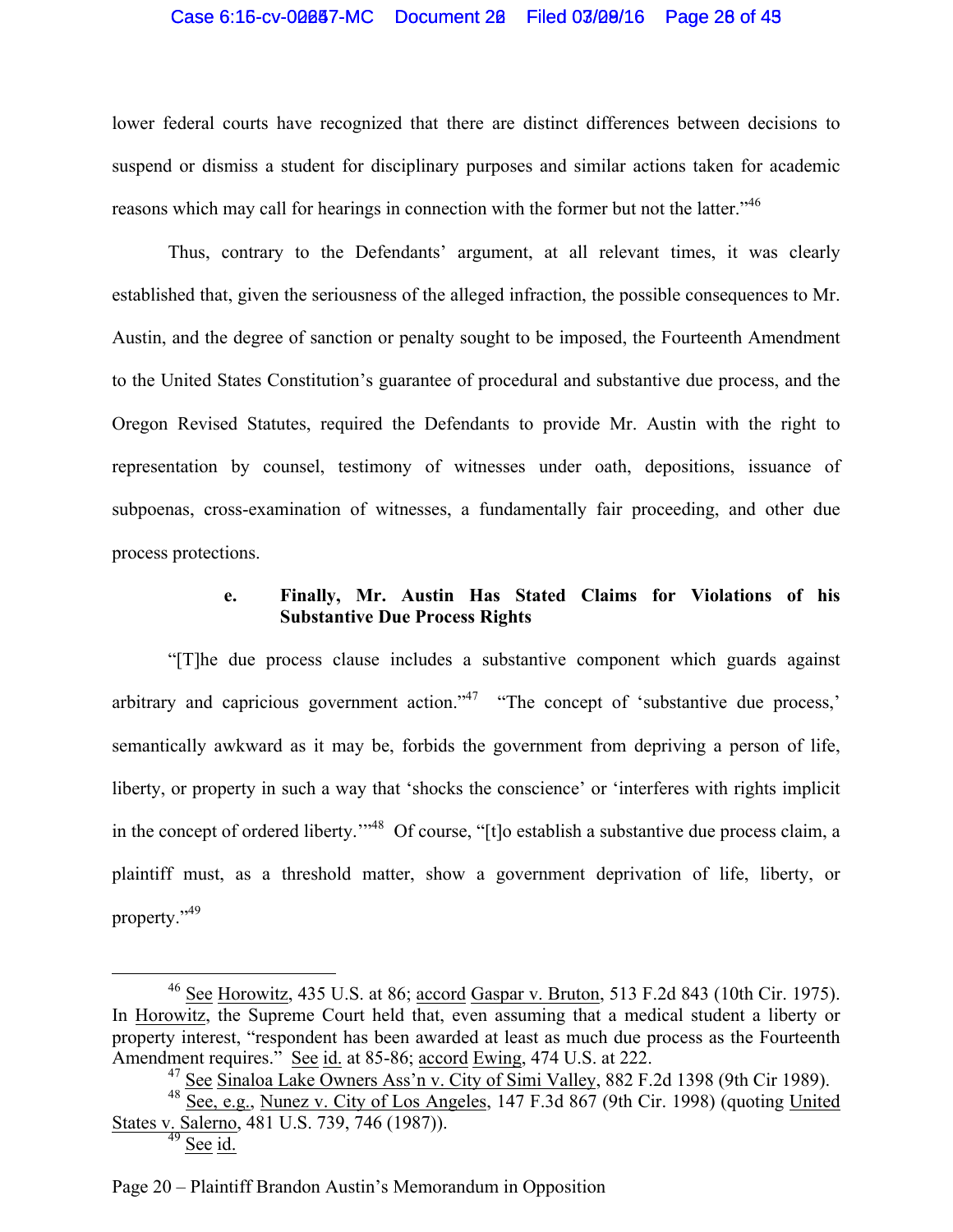lower federal courts have recognized that there are distinct differences between decisions to suspend or dismiss a student for disciplinary purposes and similar actions taken for academic reasons which may call for hearings in connection with the former but not the latter."[46]

Thus, contrary to the Defendants' argument, at all relevant times, it was clearly established that, given the seriousness of the alleged infraction, the possible consequences to Mr. Austin, and the degree of sanction or penalty sought to be imposed, the Fourteenth Amendment to the United States Constitution's guarantee of procedural and substantive due process, and the Oregon Revised Statutes, required the Defendants to provide Mr. Austin with the right to representation by counsel, testimony of witnesses under oath, depositions, issuance of subpoenas, cross-examination of witnesses, a fundamentally fair proceeding, and other due process protections.

**e. Finally, Mr. Austin Has Stated Claims for Violations of his Substantive Due Process Rights**

"[T]he due process clause includes a substantive component which guards against arbitrary and capricious government action."[47] "The concept of 'substantive due process,' semantically awkward as it may be, forbids the government from depriving a person of life, liberty, or property in such a way that 'shocks the conscience' or 'interferes with rights implicit in the concept of ordered liberty.'"[48] Of course, "[t]o establish a substantive due process claim, a plaintiff must, as a threshold matter, show a government deprivation of life, liberty, or property."[49]

---

[46] See Horowitz, 435 U.S. at 86; accord Gaspar v. Bruton, 513 F.2d 843 (10th Cir. 1975). In Horowitz, the Supreme Court held that, even assuming that a medical student a liberty or property interest, "respondent has been awarded at least as much due process as the Fourteenth Amendment requires." See id. at 85-86; accord Ewing, 474 U.S. at 222.

[47] See Sinaloa Lake Owners Ass'n v. City of Simi Valley, 882 F.2d 1398 (9th Cir 1989).

[48] See, e.g., Nunez v. City of Los Angeles, 147 F.3d 867 (9th Cir. 1998) (quoting United States v. Salerno, 481 U.S. 739, 746 (1987)).

[49] See id.

Page 20 – Plaintiff Brandon Austin's Memorandum in Opposition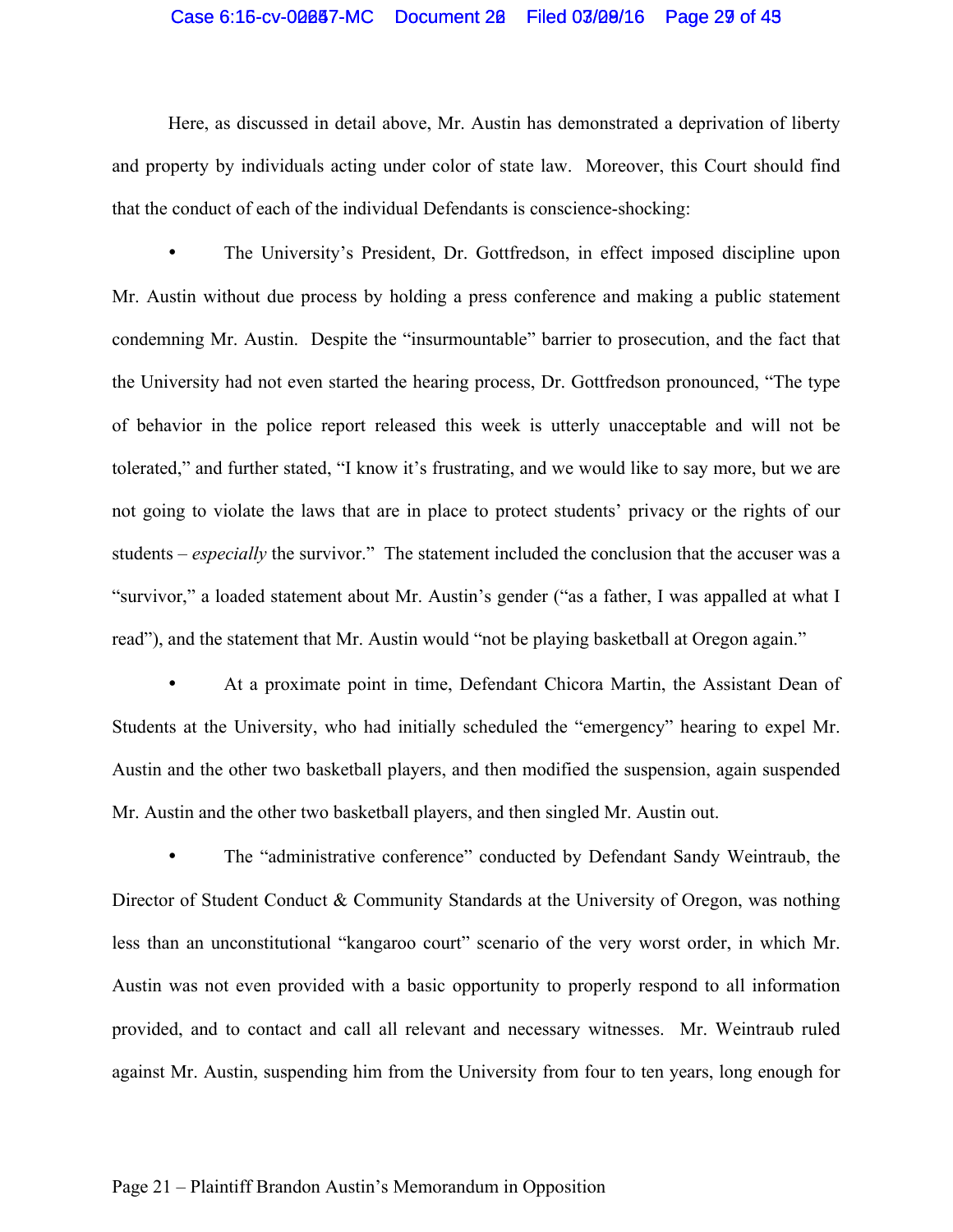Here, as discussed in detail above, Mr. Austin has demonstrated a deprivation of liberty and property by individuals acting under color of state law. Moreover, this Court should find that the conduct of each of the individual Defendants is conscience-shocking:

- The University's President, Dr. Gottfredson, in effect imposed discipline upon Mr. Austin without due process by holding a press conference and making a public statement condemning Mr. Austin. Despite the "insurmountable" barrier to prosecution, and the fact that the University had not even started the hearing process, Dr. Gottfredson pronounced, "The type of behavior in the police report released this week is utterly unacceptable and will not be tolerated," and further stated, "I know it's frustrating, and we would like to say more, but we are not going to violate the laws that are in place to protect students' privacy or the rights of our students – *especially* the survivor." The statement included the conclusion that the accuser was a "survivor," a loaded statement about Mr. Austin's gender ("as a father, I was appalled at what I read"), and the statement that Mr. Austin would "not be playing basketball at Oregon again."

- At a proximate point in time, Defendant Chicora Martin, the Assistant Dean of Students at the University, who had initially scheduled the "emergency" hearing to expel Mr. Austin and the other two basketball players, and then modified the suspension, again suspended Mr. Austin and the other two basketball players, and then singled Mr. Austin out.

- The "administrative conference" conducted by Defendant Sandy Weintraub, the Director of Student Conduct & Community Standards at the University of Oregon, was nothing less than an unconstitutional "kangaroo court" scenario of the very worst order, in which Mr. Austin was not even provided with a basic opportunity to properly respond to all information provided, and to contact and call all relevant and necessary witnesses. Mr. Weintraub ruled against Mr. Austin, suspending him from the University from four to ten years, long enough for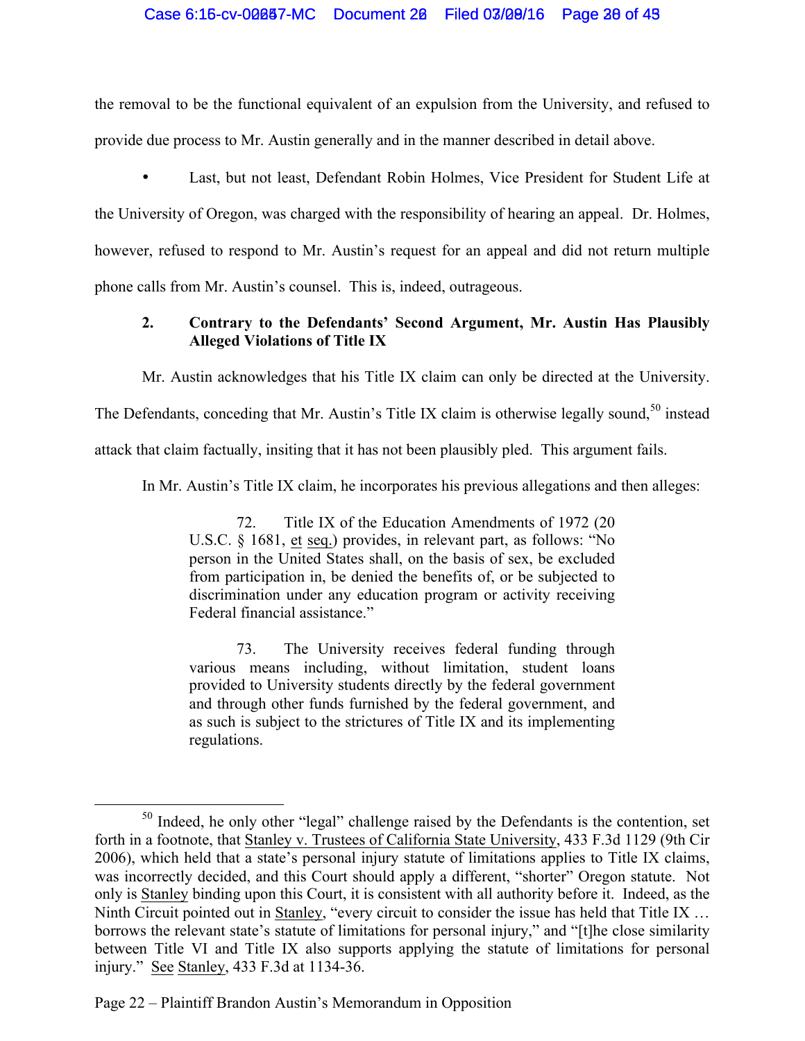the removal to be the functional equivalent of an expulsion from the University, and refused to provide due process to Mr. Austin generally and in the manner described in detail above.

- Last, but not least, Defendant Robin Holmes, Vice President for Student Life at the University of Oregon, was charged with the responsibility of hearing an appeal. Dr. Holmes, however, refused to respond to Mr. Austin's request for an appeal and did not return multiple phone calls from Mr. Austin's counsel. This is, indeed, outrageous.

### 2. Contrary to the Defendants' Second Argument, Mr. Austin Has Plausibly Alleged Violations of Title IX

Mr. Austin acknowledges that his Title IX claim can only be directed at the University. The Defendants, conceding that Mr. Austin's Title IX claim is otherwise legally sound,[50] instead attack that claim factually, insiting that it has not been plausibly pled. This argument fails.

In Mr. Austin's Title IX claim, he incorporates his previous allegations and then alleges:

> 72. Title IX of the Education Amendments of 1972 (20 U.S.C. § 1681, et seq.) provides, in relevant part, as follows: "No person in the United States shall, on the basis of sex, be excluded from participation in, be denied the benefits of, or be subjected to discrimination under any education program or activity receiving Federal financial assistance."
>
> 73. The University receives federal funding through various means including, without limitation, student loans provided to University students directly by the federal government and through other funds furnished by the federal government, and as such is subject to the strictures of Title IX and its implementing regulations.

---

[50] Indeed, he only other "legal" challenge raised by the Defendants is the contention, set forth in a footnote, that Stanley v. Trustees of California State University, 433 F.3d 1129 (9th Cir 2006), which held that a state's personal injury statute of limitations applies to Title IX claims, was incorrectly decided, and this Court should apply a different, "shorter" Oregon statute. Not only is Stanley binding upon this Court, it is consistent with all authority before it. Indeed, as the Ninth Circuit pointed out in Stanley, "every circuit to consider the issue has held that Title IX … borrows the relevant state's statute of limitations for personal injury," and "[t]he close similarity between Title VI and Title IX also supports applying the statute of limitations for personal injury." See Stanley, 433 F.3d at 1134-36.

Page 22 – Plaintiff Brandon Austin's Memorandum in Opposition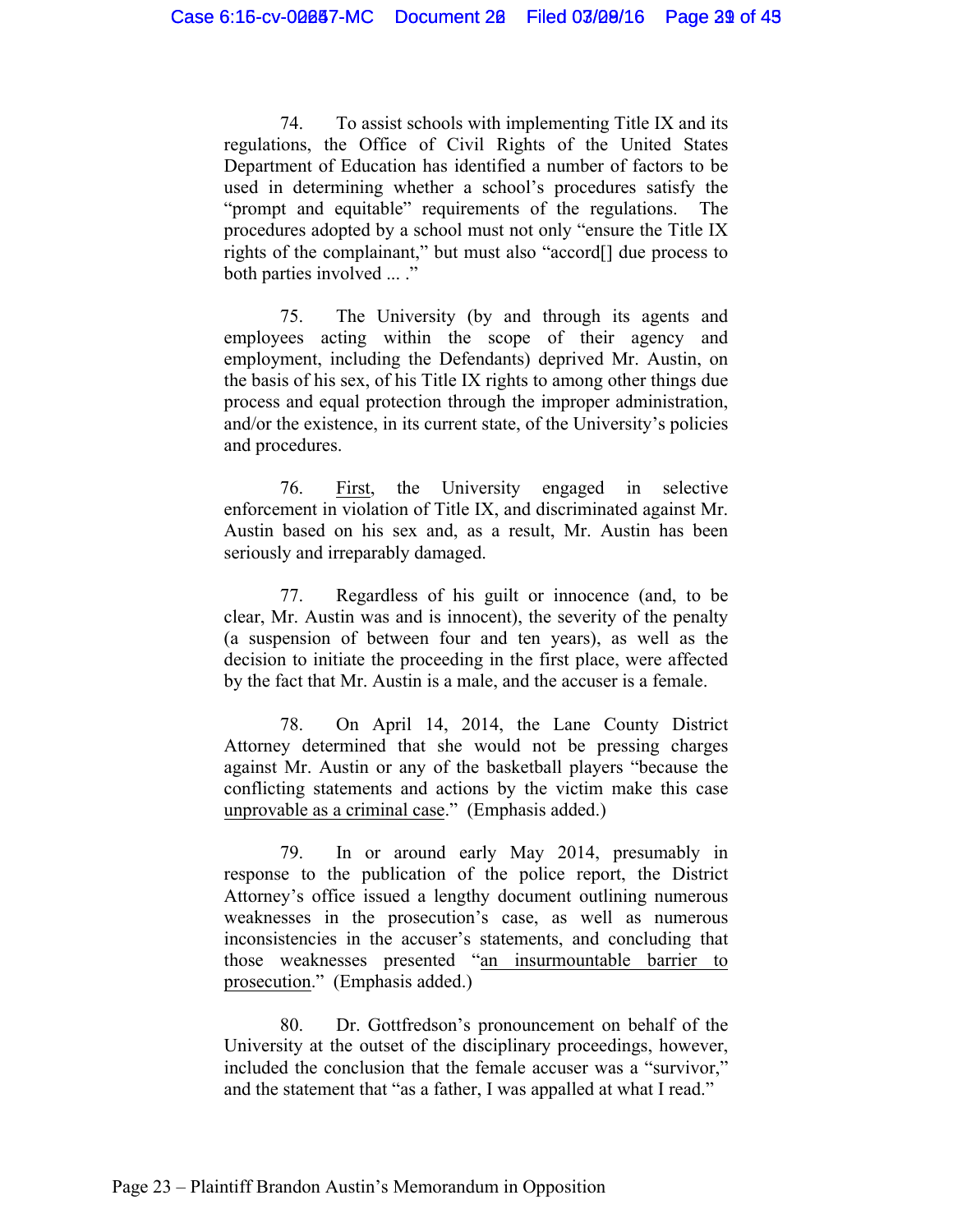74. To assist schools with implementing Title IX and its regulations, the Office of Civil Rights of the United States Department of Education has identified a number of factors to be used in determining whether a school's procedures satisfy the "prompt and equitable" requirements of the regulations. The procedures adopted by a school must not only "ensure the Title IX rights of the complainant," but must also "accord[] due process to both parties involved ... ."

75. The University (by and through its agents and employees acting within the scope of their agency and employment, including the Defendants) deprived Mr. Austin, on the basis of his sex, of his Title IX rights to among other things due process and equal protection through the improper administration, and/or the existence, in its current state, of the University's policies and procedures.

76. First, the University engaged in selective enforcement in violation of Title IX, and discriminated against Mr. Austin based on his sex and, as a result, Mr. Austin has been seriously and irreparably damaged.

77. Regardless of his guilt or innocence (and, to be clear, Mr. Austin was and is innocent), the severity of the penalty (a suspension of between four and ten years), as well as the decision to initiate the proceeding in the first place, were affected by the fact that Mr. Austin is a male, and the accuser is a female.

78. On April 14, 2014, the Lane County District Attorney determined that she would not be pressing charges against Mr. Austin or any of the basketball players "because the conflicting statements and actions by the victim make this case unprovable as a criminal case." (Emphasis added.)

79. In or around early May 2014, presumably in response to the publication of the police report, the District Attorney's office issued a lengthy document outlining numerous weaknesses in the prosecution's case, as well as numerous inconsistencies in the accuser's statements, and concluding that those weaknesses presented "an insurmountable barrier to prosecution." (Emphasis added.)

80. Dr. Gottfredson's pronouncement on behalf of the University at the outset of the disciplinary proceedings, however, included the conclusion that the female accuser was a "survivor," and the statement that "as a father, I was appalled at what I read."

Page 23 – Plaintiff Brandon Austin's Memorandum in Opposition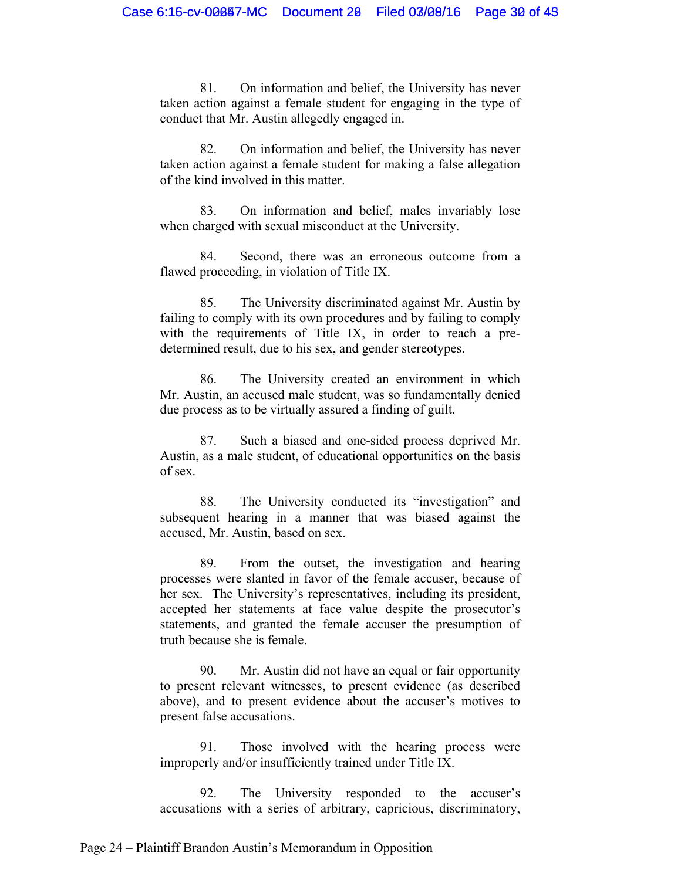81. On information and belief, the University has never taken action against a female student for engaging in the type of conduct that Mr. Austin allegedly engaged in.

82. On information and belief, the University has never taken action against a female student for making a false allegation of the kind involved in this matter.

83. On information and belief, males invariably lose when charged with sexual misconduct at the University.

84. <u>Second</u>, there was an erroneous outcome from a flawed proceeding, in violation of Title IX.

85. The University discriminated against Mr. Austin by failing to comply with its own procedures and by failing to comply with the requirements of Title IX, in order to reach a pre-determined result, due to his sex, and gender stereotypes.

86. The University created an environment in which Mr. Austin, an accused male student, was so fundamentally denied due process as to be virtually assured a finding of guilt.

87. Such a biased and one-sided process deprived Mr. Austin, as a male student, of educational opportunities on the basis of sex.

88. The University conducted its "investigation" and subsequent hearing in a manner that was biased against the accused, Mr. Austin, based on sex.

89. From the outset, the investigation and hearing processes were slanted in favor of the female accuser, because of her sex. The University's representatives, including its president, accepted her statements at face value despite the prosecutor's statements, and granted the female accuser the presumption of truth because she is female.

90. Mr. Austin did not have an equal or fair opportunity to present relevant witnesses, to present evidence (as described above), and to present evidence about the accuser's motives to present false accusations.

91. Those involved with the hearing process were improperly and/or insufficiently trained under Title IX.

92. The University responded to the accuser's accusations with a series of arbitrary, capricious, discriminatory,

Page 24 – Plaintiff Brandon Austin's Memorandum in Opposition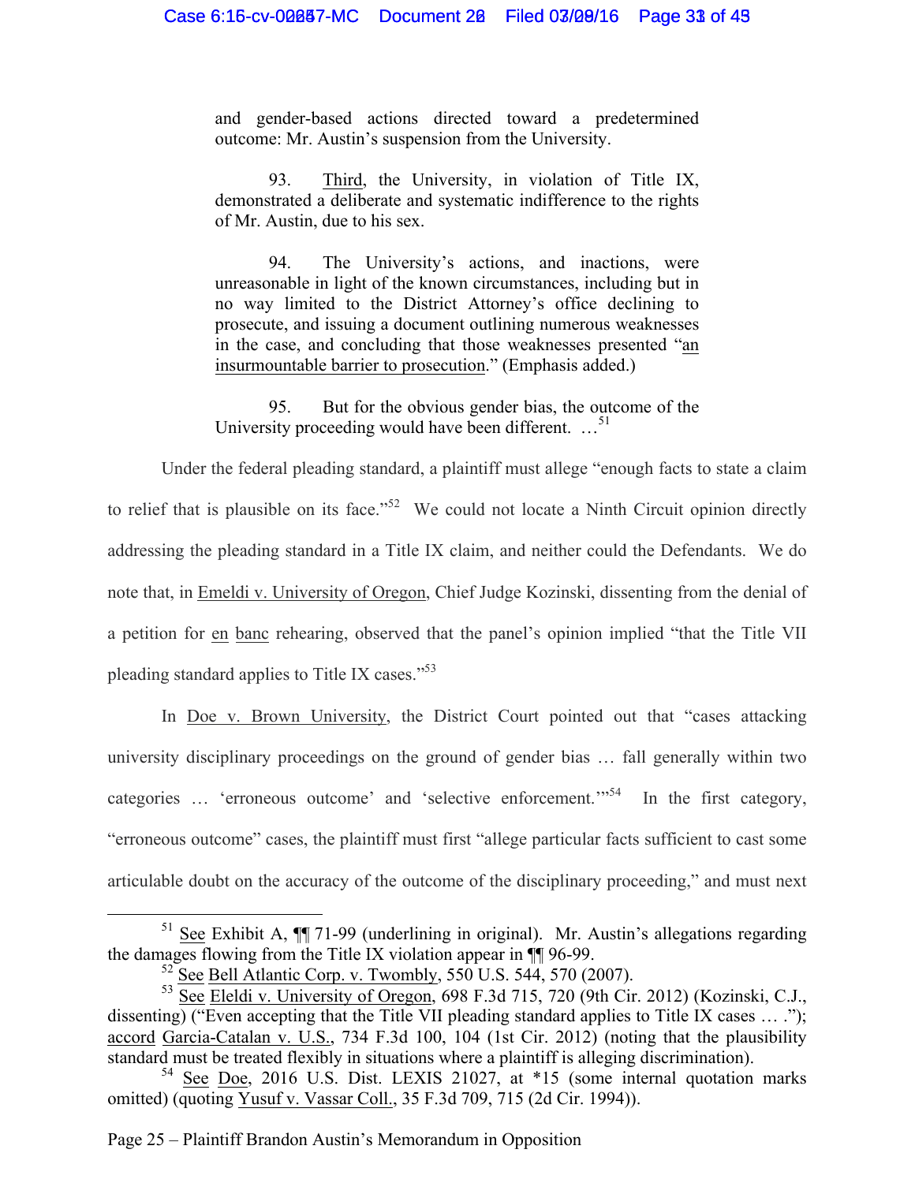> and gender-based actions directed toward a predetermined outcome: Mr. Austin's suspension from the University.
>
> 93. Third, the University, in violation of Title IX, demonstrated a deliberate and systematic indifference to the rights of Mr. Austin, due to his sex.
>
> 94. The University's actions, and inactions, were unreasonable in light of the known circumstances, including but in no way limited to the District Attorney's office declining to prosecute, and issuing a document outlining numerous weaknesses in the case, and concluding that those weaknesses presented "an insurmountable barrier to prosecution." (Emphasis added.)
>
> 95. But for the obvious gender bias, the outcome of the University proceeding would have been different. …[51]

Under the federal pleading standard, a plaintiff must allege "enough facts to state a claim to relief that is plausible on its face."[52] We could not locate a Ninth Circuit opinion directly addressing the pleading standard in a Title IX claim, and neither could the Defendants. We do note that, in Emeldi v. University of Oregon, Chief Judge Kozinski, dissenting from the denial of a petition for en banc rehearing, observed that the panel's opinion implied "that the Title VII pleading standard applies to Title IX cases."[53]

In Doe v. Brown University, the District Court pointed out that "cases attacking university disciplinary proceedings on the ground of gender bias … fall generally within two categories … 'erroneous outcome' and 'selective enforcement.'"[54] In the first category, "erroneous outcome" cases, the plaintiff must first "allege particular facts sufficient to cast some articulable doubt on the accuracy of the outcome of the disciplinary proceeding," and must next

---

[51] See Exhibit A, ¶¶ 71-99 (underlining in original). Mr. Austin's allegations regarding the damages flowing from the Title IX violation appear in ¶¶ 96-99.

[52] See Bell Atlantic Corp. v. Twombly, 550 U.S. 544, 570 (2007).

[53] See Eleldi v. University of Oregon, 698 F.3d 715, 720 (9th Cir. 2012) (Kozinski, C.J., dissenting) ("Even accepting that the Title VII pleading standard applies to Title IX cases … ."); accord Garcia-Catalan v. U.S., 734 F.3d 100, 104 (1st Cir. 2012) (noting that the plausibility standard must be treated flexibly in situations where a plaintiff is alleging discrimination).

[54] See Doe, 2016 U.S. Dist. LEXIS 21027, at *15 (some internal quotation marks omitted) (quoting Yusuf v. Vassar Coll., 35 F.3d 709, 715 (2d Cir. 1994)).

Page 25 – Plaintiff Brandon Austin's Memorandum in Opposition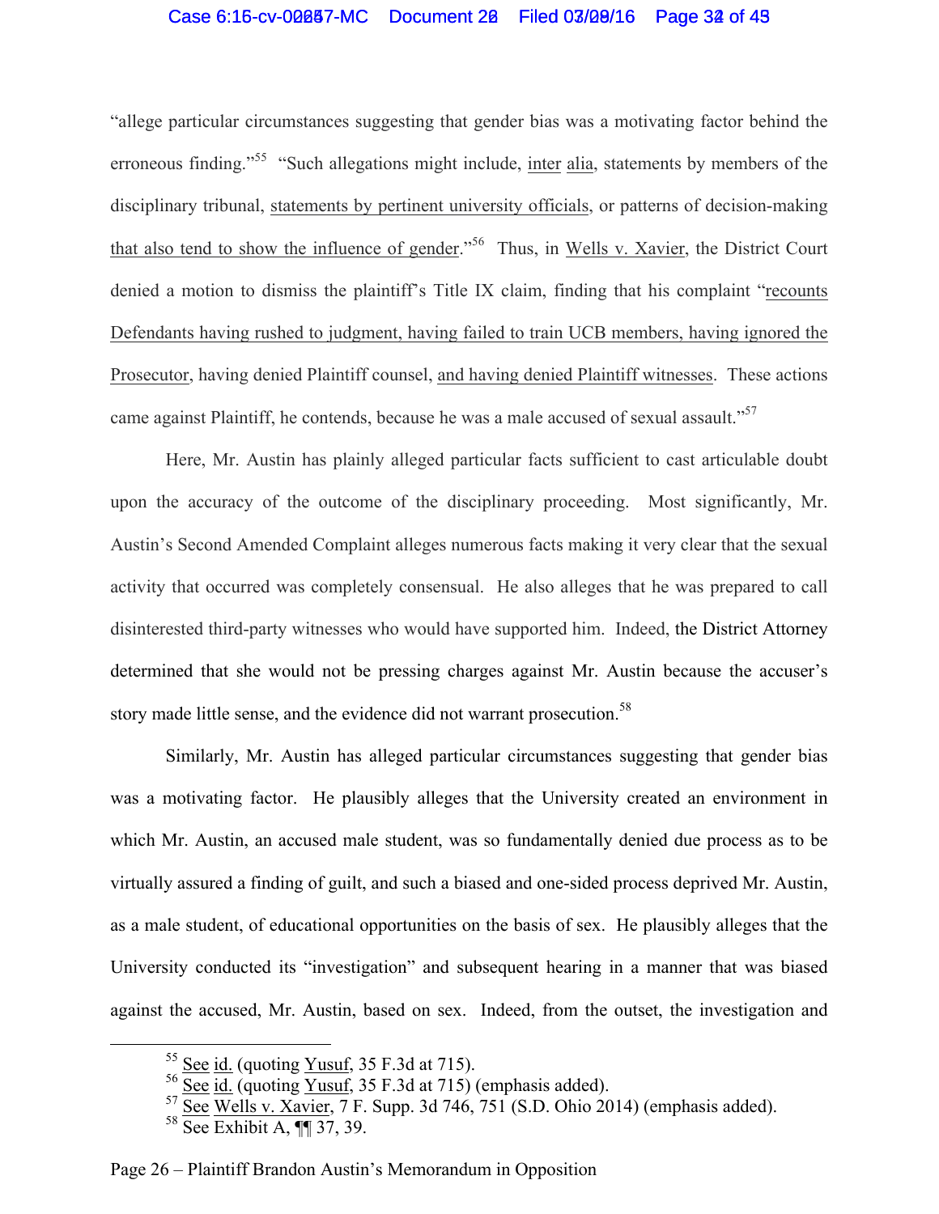"allege particular circumstances suggesting that gender bias was a motivating factor behind the erroneous finding."[55] "Such allegations might include, inter alia, statements by members of the disciplinary tribunal, statements by pertinent university officials, or patterns of decision-making that also tend to show the influence of gender."[56] Thus, in Wells v. Xavier, the District Court denied a motion to dismiss the plaintiff's Title IX claim, finding that his complaint "recounts Defendants having rushed to judgment, having failed to train UCB members, having ignored the Prosecutor, having denied Plaintiff counsel, and having denied Plaintiff witnesses. These actions came against Plaintiff, he contends, because he was a male accused of sexual assault."[57]

Here, Mr. Austin has plainly alleged particular facts sufficient to cast articulable doubt upon the accuracy of the outcome of the disciplinary proceeding. Most significantly, Mr. Austin's Second Amended Complaint alleges numerous facts making it very clear that the sexual activity that occurred was completely consensual. He also alleges that he was prepared to call disinterested third-party witnesses who would have supported him. Indeed, the District Attorney determined that she would not be pressing charges against Mr. Austin because the accuser's story made little sense, and the evidence did not warrant prosecution.[58]

Similarly, Mr. Austin has alleged particular circumstances suggesting that gender bias was a motivating factor. He plausibly alleges that the University created an environment in which Mr. Austin, an accused male student, was so fundamentally denied due process as to be virtually assured a finding of guilt, and such a biased and one-sided process deprived Mr. Austin, as a male student, of educational opportunities on the basis of sex. He plausibly alleges that the University conducted its "investigation" and subsequent hearing in a manner that was biased against the accused, Mr. Austin, based on sex. Indeed, from the outset, the investigation and

---

[55] See id. (quoting Yusuf, 35 F.3d at 715).

[56] See id. (quoting Yusuf, 35 F.3d at 715) (emphasis added).

[57] See Wells v. Xavier, 7 F. Supp. 3d 746, 751 (S.D. Ohio 2014) (emphasis added).

[58] See Exhibit A, ¶¶ 37, 39.

Page 26 – Plaintiff Brandon Austin's Memorandum in Opposition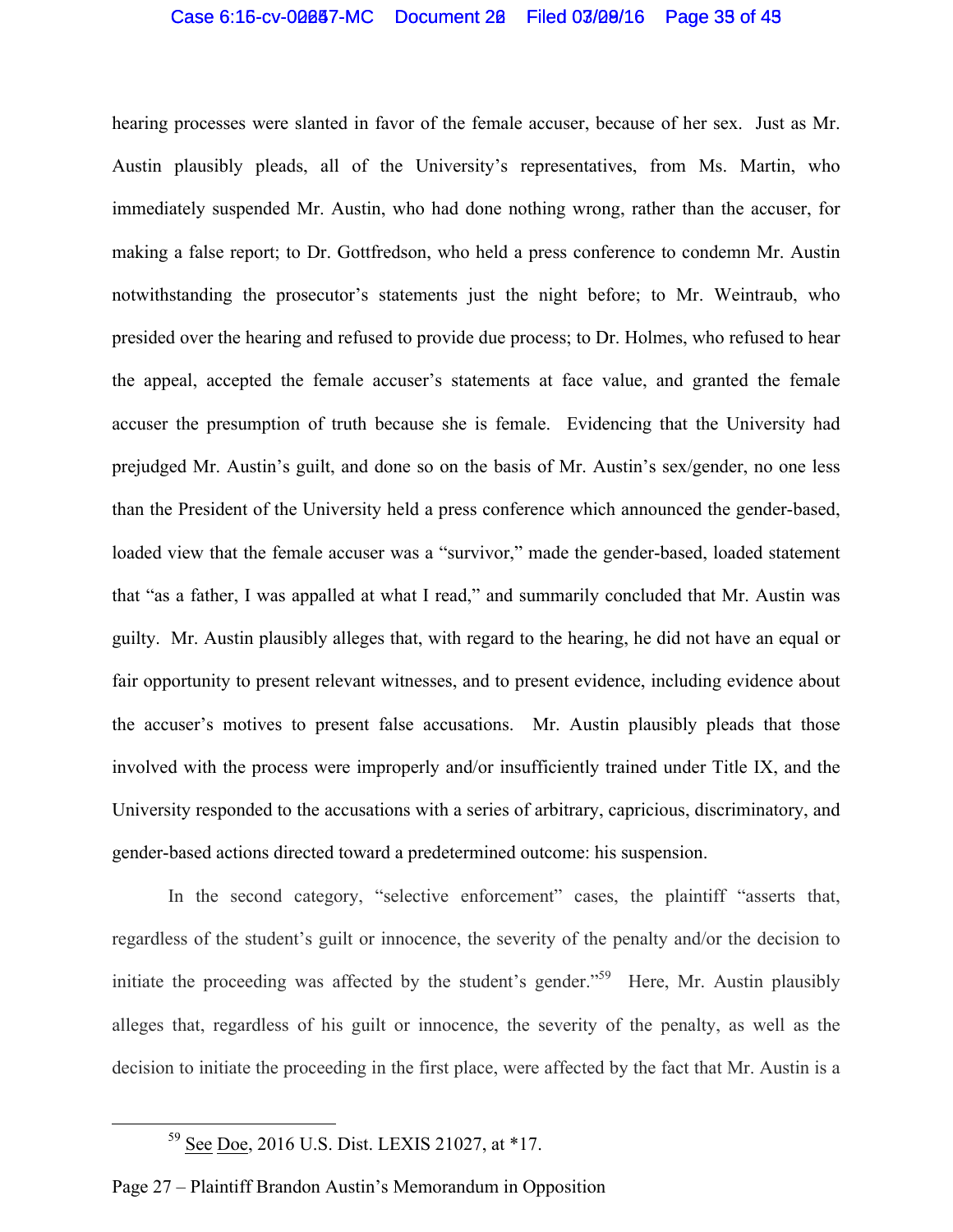hearing processes were slanted in favor of the female accuser, because of her sex. Just as Mr. Austin plausibly pleads, all of the University's representatives, from Ms. Martin, who immediately suspended Mr. Austin, who had done nothing wrong, rather than the accuser, for making a false report; to Dr. Gottfredson, who held a press conference to condemn Mr. Austin notwithstanding the prosecutor's statements just the night before; to Mr. Weintraub, who presided over the hearing and refused to provide due process; to Dr. Holmes, who refused to hear the appeal, accepted the female accuser's statements at face value, and granted the female accuser the presumption of truth because she is female. Evidencing that the University had prejudged Mr. Austin's guilt, and done so on the basis of Mr. Austin's sex/gender, no one less than the President of the University held a press conference which announced the gender-based, loaded view that the female accuser was a "survivor," made the gender-based, loaded statement that "as a father, I was appalled at what I read," and summarily concluded that Mr. Austin was guilty. Mr. Austin plausibly alleges that, with regard to the hearing, he did not have an equal or fair opportunity to present relevant witnesses, and to present evidence, including evidence about the accuser's motives to present false accusations. Mr. Austin plausibly pleads that those involved with the process were improperly and/or insufficiently trained under Title IX, and the University responded to the accusations with a series of arbitrary, capricious, discriminatory, and gender-based actions directed toward a predetermined outcome: his suspension.

In the second category, "selective enforcement" cases, the plaintiff "asserts that, regardless of the student's guilt or innocence, the severity of the penalty and/or the decision to initiate the proceeding was affected by the student's gender."[59] Here, Mr. Austin plausibly alleges that, regardless of his guilt or innocence, the severity of the penalty, as well as the decision to initiate the proceeding in the first place, were affected by the fact that Mr. Austin is a

---

[59] See Doe, 2016 U.S. Dist. LEXIS 21027, at *17.

Page 27 – Plaintiff Brandon Austin's Memorandum in Opposition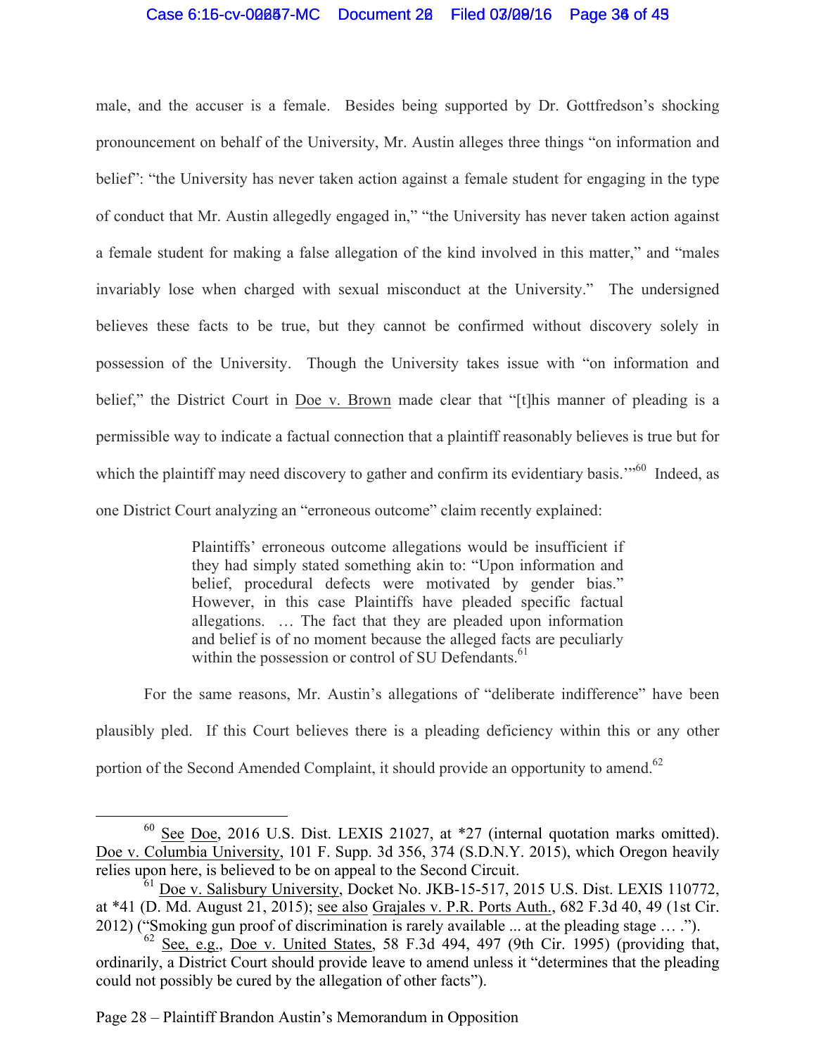male, and the accuser is a female. Besides being supported by Dr. Gottfredson's shocking pronouncement on behalf of the University, Mr. Austin alleges three things "on information and belief": "the University has never taken action against a female student for engaging in the type of conduct that Mr. Austin allegedly engaged in," "the University has never taken action against a female student for making a false allegation of the kind involved in this matter," and "males invariably lose when charged with sexual misconduct at the University." The undersigned believes these facts to be true, but they cannot be confirmed without discovery solely in possession of the University. Though the University takes issue with "on information and belief," the District Court in Doe v. Brown made clear that "[t]his manner of pleading is a permissible way to indicate a factual connection that a plaintiff reasonably believes is true but for which the plaintiff may need discovery to gather and confirm its evidentiary basis.'"[60] Indeed, as one District Court analyzing an "erroneous outcome" claim recently explained:

> Plaintiffs' erroneous outcome allegations would be insufficient if they had simply stated something akin to: "Upon information and belief, procedural defects were motivated by gender bias." However, in this case Plaintiffs have pleaded specific factual allegations. … The fact that they are pleaded upon information and belief is of no moment because the alleged facts are peculiarly within the possession or control of SU Defendants.[61]

For the same reasons, Mr. Austin's allegations of "deliberate indifference" have been plausibly pled. If this Court believes there is a pleading deficiency within this or any other portion of the Second Amended Complaint, it should provide an opportunity to amend.[62]

---

[60] See Doe, 2016 U.S. Dist. LEXIS 21027, at *27 (internal quotation marks omitted). Doe v. Columbia University, 101 F. Supp. 3d 356, 374 (S.D.N.Y. 2015), which Oregon heavily relies upon here, is believed to be on appeal to the Second Circuit.

[61] Doe v. Salisbury University, Docket No. JKB-15-517, 2015 U.S. Dist. LEXIS 110772, at *41 (D. Md. August 21, 2015); see also Grajales v. P.R. Ports Auth., 682 F.3d 40, 49 (1st Cir. 2012) ("Smoking gun proof of discrimination is rarely available ... at the pleading stage … .").

[62] See, e.g., Doe v. United States, 58 F.3d 494, 497 (9th Cir. 1995) (providing that, ordinarily, a District Court should provide leave to amend unless it "determines that the pleading could not possibly be cured by the allegation of other facts").

Page 28 – Plaintiff Brandon Austin's Memorandum in Opposition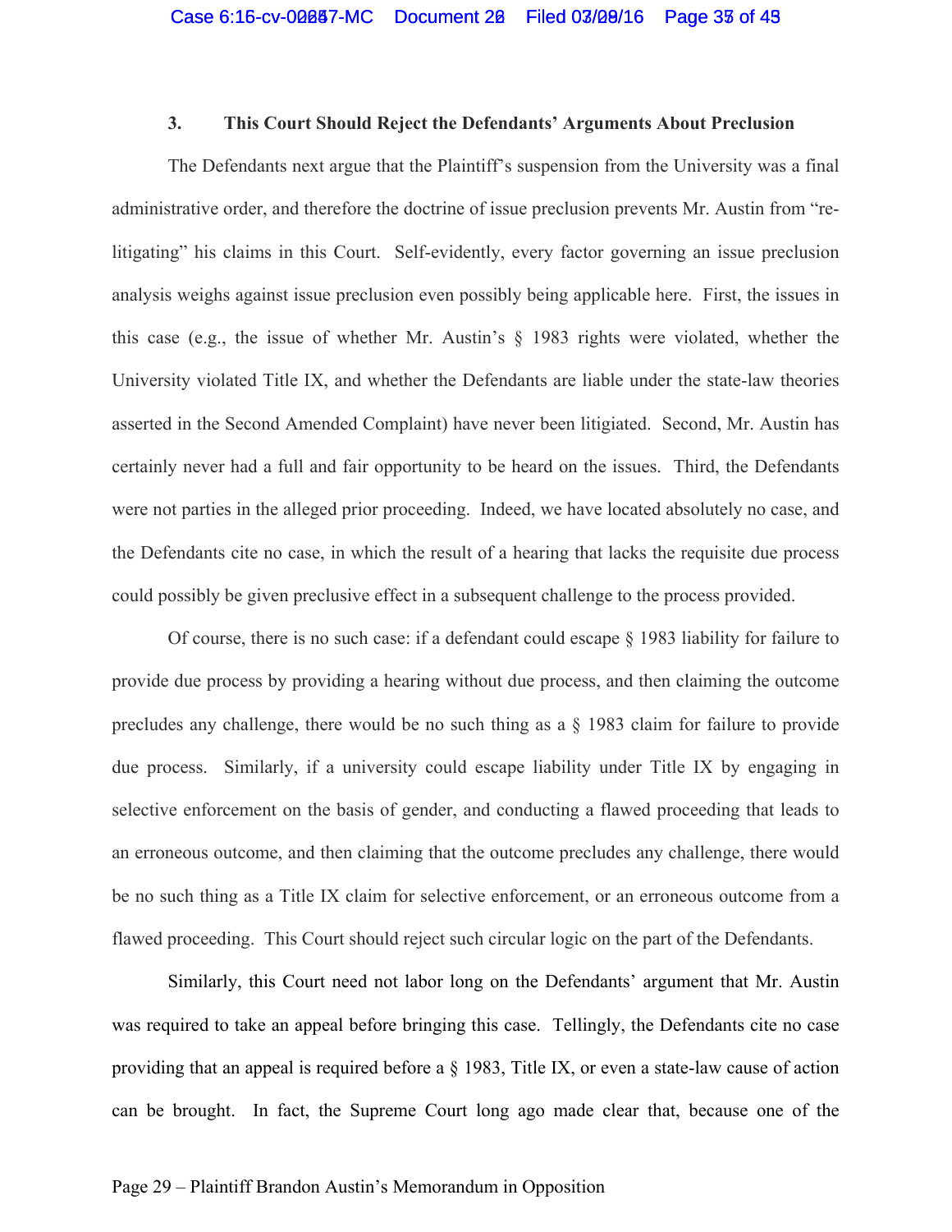### 3. This Court Should Reject the Defendants' Arguments About Preclusion

The Defendants next argue that the Plaintiff's suspension from the University was a final administrative order, and therefore the doctrine of issue preclusion prevents Mr. Austin from "re-litigating" his claims in this Court. Self-evidently, every factor governing an issue preclusion analysis weighs against issue preclusion even possibly being applicable here. First, the issues in this case (e.g., the issue of whether Mr. Austin's § 1983 rights were violated, whether the University violated Title IX, and whether the Defendants are liable under the state-law theories asserted in the Second Amended Complaint) have never been litigiated. Second, Mr. Austin has certainly never had a full and fair opportunity to be heard on the issues. Third, the Defendants were not parties in the alleged prior proceeding. Indeed, we have located absolutely no case, and the Defendants cite no case, in which the result of a hearing that lacks the requisite due process could possibly be given preclusive effect in a subsequent challenge to the process provided.

Of course, there is no such case: if a defendant could escape § 1983 liability for failure to provide due process by providing a hearing without due process, and then claiming the outcome precludes any challenge, there would be no such thing as a § 1983 claim for failure to provide due process. Similarly, if a university could escape liability under Title IX by engaging in selective enforcement on the basis of gender, and conducting a flawed proceeding that leads to an erroneous outcome, and then claiming that the outcome precludes any challenge, there would be no such thing as a Title IX claim for selective enforcement, or an erroneous outcome from a flawed proceeding. This Court should reject such circular logic on the part of the Defendants.

Similarly, this Court need not labor long on the Defendants' argument that Mr. Austin was required to take an appeal before bringing this case. Tellingly, the Defendants cite no case providing that an appeal is required before a § 1983, Title IX, or even a state-law cause of action can be brought. In fact, the Supreme Court long ago made clear that, because one of the

Page 29 – Plaintiff Brandon Austin's Memorandum in Opposition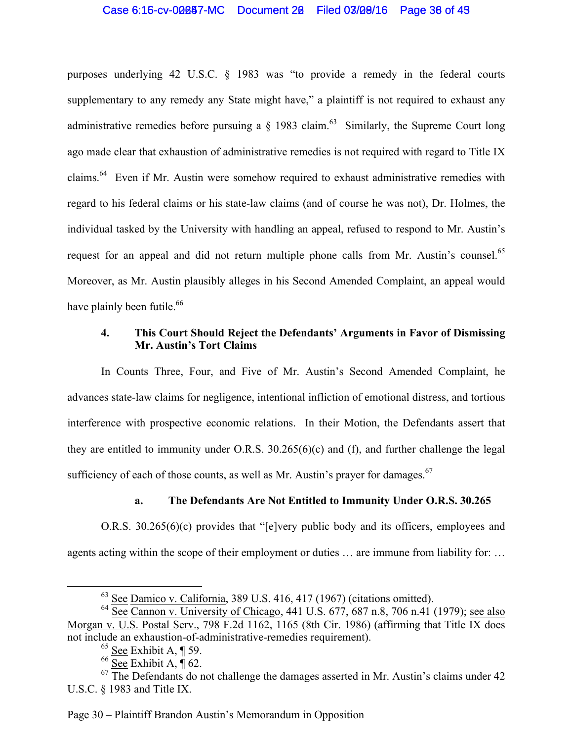purposes underlying 42 U.S.C. § 1983 was "to provide a remedy in the federal courts supplementary to any remedy any State might have," a plaintiff is not required to exhaust any administrative remedies before pursuing a § 1983 claim.[63] Similarly, the Supreme Court long ago made clear that exhaustion of administrative remedies is not required with regard to Title IX claims.[64] Even if Mr. Austin were somehow required to exhaust administrative remedies with regard to his federal claims or his state-law claims (and of course he was not), Dr. Holmes, the individual tasked by the University with handling an appeal, refused to respond to Mr. Austin's request for an appeal and did not return multiple phone calls from Mr. Austin's counsel.[65] Moreover, as Mr. Austin plausibly alleges in his Second Amended Complaint, an appeal would have plainly been futile.[66]

#### 4. This Court Should Reject the Defendants' Arguments in Favor of Dismissing Mr. Austin's Tort Claims

In Counts Three, Four, and Five of Mr. Austin's Second Amended Complaint, he advances state-law claims for negligence, intentional infliction of emotional distress, and tortious interference with prospective economic relations. In their Motion, the Defendants assert that they are entitled to immunity under O.R.S. 30.265(6)(c) and (f), and further challenge the legal sufficiency of each of those counts, as well as Mr. Austin's prayer for damages.[67]

##### a. The Defendants Are Not Entitled to Immunity Under O.R.S. 30.265

O.R.S. 30.265(6)(c) provides that "[e]very public body and its officers, employees and agents acting within the scope of their employment or duties … are immune from liability for: …

---

[63] See Damico v. California, 389 U.S. 416, 417 (1967) (citations omitted).

[64] See Cannon v. University of Chicago, 441 U.S. 677, 687 n.8, 706 n.41 (1979); see also Morgan v. U.S. Postal Serv., 798 F.2d 1162, 1165 (8th Cir. 1986) (affirming that Title IX does not include an exhaustion-of-administrative-remedies requirement).

[65] See Exhibit A, ¶ 59.

[66] See Exhibit A, ¶ 62.

[67] The Defendants do not challenge the damages asserted in Mr. Austin's claims under 42 U.S.C. § 1983 and Title IX.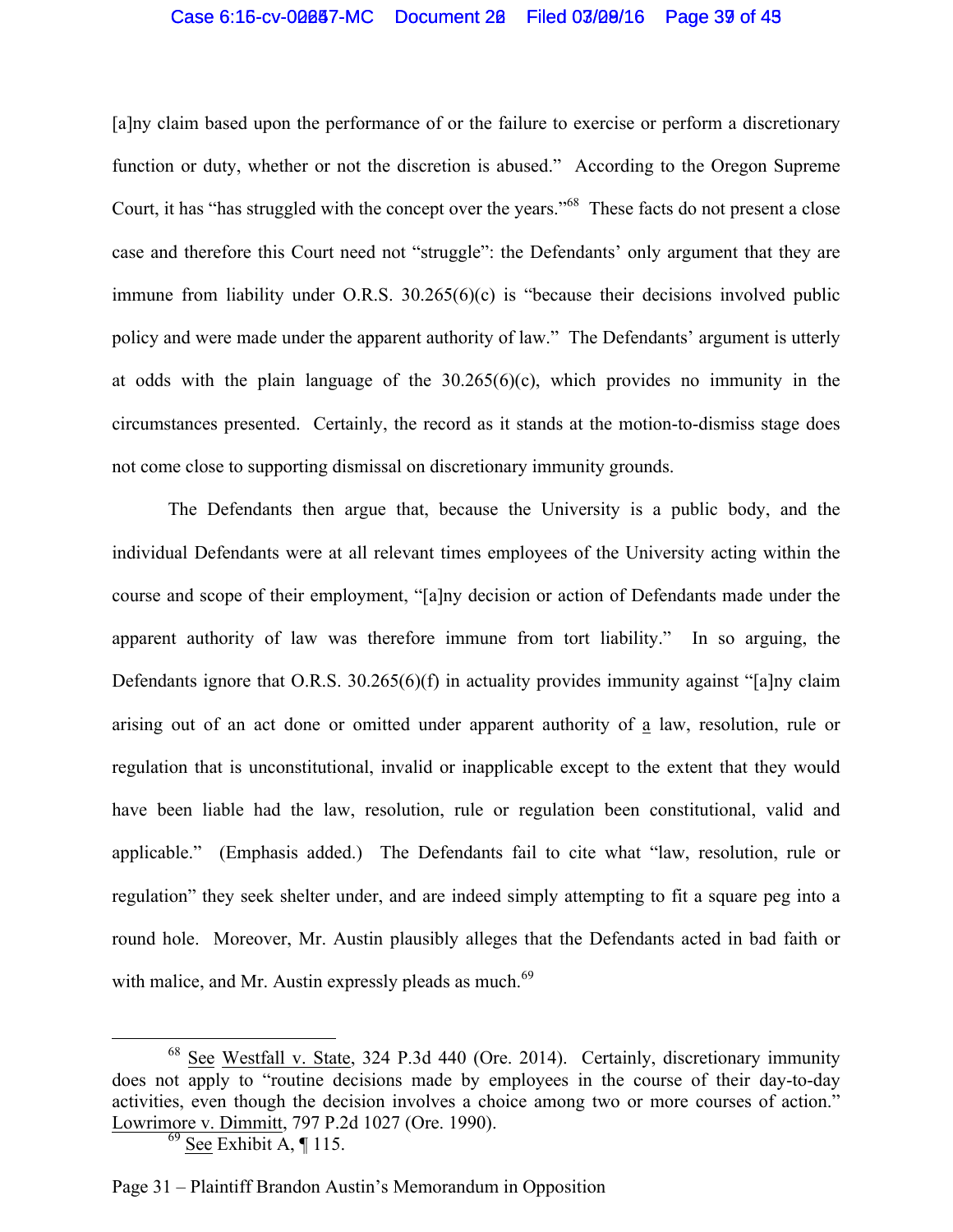[a]ny claim based upon the performance of or the failure to exercise or perform a discretionary function or duty, whether or not the discretion is abused." According to the Oregon Supreme Court, it has "has struggled with the concept over the years."[68] These facts do not present a close case and therefore this Court need not "struggle": the Defendants' only argument that they are immune from liability under O.R.S. 30.265(6)(c) is "because their decisions involved public policy and were made under the apparent authority of law." The Defendants' argument is utterly at odds with the plain language of the 30.265(6)(c), which provides no immunity in the circumstances presented. Certainly, the record as it stands at the motion-to-dismiss stage does not come close to supporting dismissal on discretionary immunity grounds.

The Defendants then argue that, because the University is a public body, and the individual Defendants were at all relevant times employees of the University acting within the course and scope of their employment, "[a]ny decision or action of Defendants made under the apparent authority of law was therefore immune from tort liability." In so arguing, the Defendants ignore that O.R.S. 30.265(6)(f) in actuality provides immunity against "[a]ny claim arising out of an act done or omitted under apparent authority of <u>a</u> law, resolution, rule or regulation that is unconstitutional, invalid or inapplicable except to the extent that they would have been liable had the law, resolution, rule or regulation been constitutional, valid and applicable." (Emphasis added.) The Defendants fail to cite what "law, resolution, rule or regulation" they seek shelter under, and are indeed simply attempting to fit a square peg into a round hole. Moreover, Mr. Austin plausibly alleges that the Defendants acted in bad faith or with malice, and Mr. Austin expressly pleads as much.[69]

---

[68] <u>See</u> <u>Westfall v. State</u>, 324 P.3d 440 (Ore. 2014). Certainly, discretionary immunity does not apply to "routine decisions made by employees in the course of their day-to-day activities, even though the decision involves a choice among two or more courses of action." <u>Lowrimore v. Dimmitt</u>, 797 P.2d 1027 (Ore. 1990).

[69] <u>See</u> Exhibit A, ¶ 115.

Page 31 – Plaintiff Brandon Austin's Memorandum in Opposition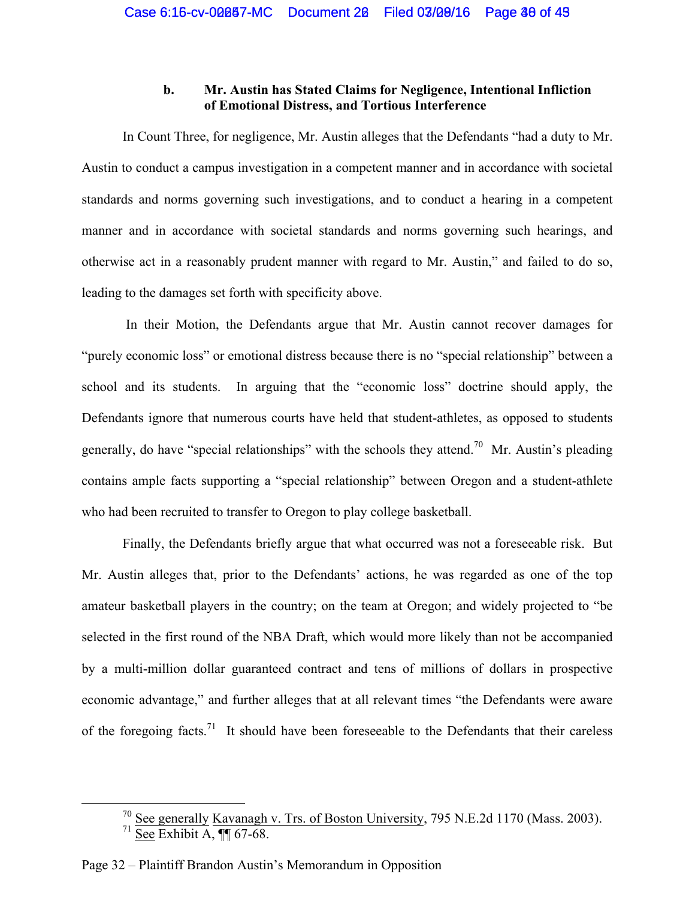### b. Mr. Austin has Stated Claims for Negligence, Intentional Infliction of Emotional Distress, and Tortious Interference

In Count Three, for negligence, Mr. Austin alleges that the Defendants "had a duty to Mr. Austin to conduct a campus investigation in a competent manner and in accordance with societal standards and norms governing such investigations, and to conduct a hearing in a competent manner and in accordance with societal standards and norms governing such hearings, and otherwise act in a reasonably prudent manner with regard to Mr. Austin," and failed to do so, leading to the damages set forth with specificity above.

In their Motion, the Defendants argue that Mr. Austin cannot recover damages for "purely economic loss" or emotional distress because there is no "special relationship" between a school and its students. In arguing that the "economic loss" doctrine should apply, the Defendants ignore that numerous courts have held that student-athletes, as opposed to students generally, do have "special relationships" with the schools they attend.[70] Mr. Austin's pleading contains ample facts supporting a "special relationship" between Oregon and a student-athlete who had been recruited to transfer to Oregon to play college basketball.

Finally, the Defendants briefly argue that what occurred was not a foreseeable risk. But Mr. Austin alleges that, prior to the Defendants' actions, he was regarded as one of the top amateur basketball players in the country; on the team at Oregon; and widely projected to "be selected in the first round of the NBA Draft, which would more likely than not be accompanied by a multi-million dollar guaranteed contract and tens of millions of dollars in prospective economic advantage," and further alleges that at all relevant times "the Defendants were aware of the foregoing facts.[71] It should have been foreseeable to the Defendants that their careless

---

[70] See generally Kavanagh v. Trs. of Boston University, 795 N.E.2d 1170 (Mass. 2003).

[71] See Exhibit A, ¶¶ 67-68.

Page 32 – Plaintiff Brandon Austin's Memorandum in Opposition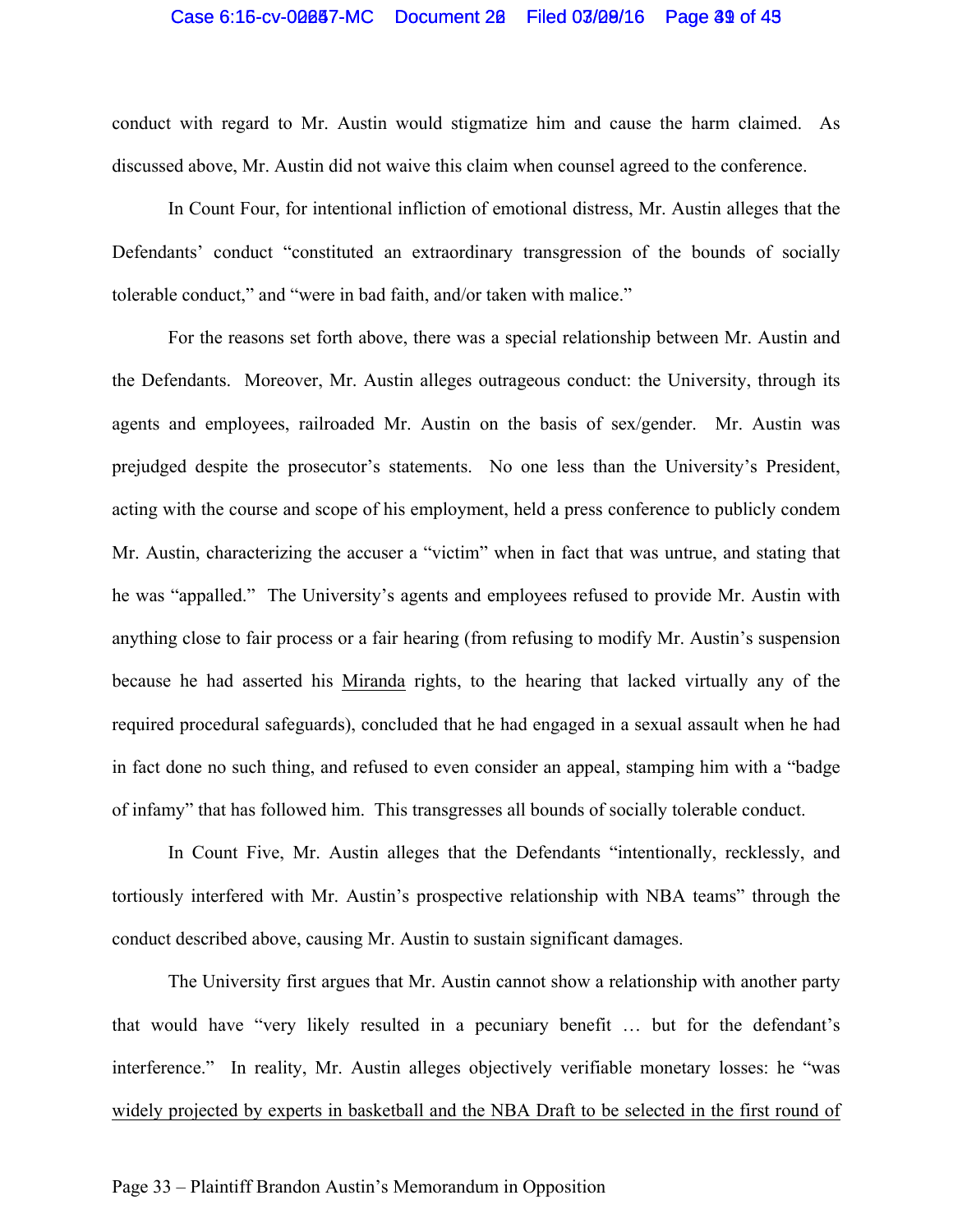conduct with regard to Mr. Austin would stigmatize him and cause the harm claimed. As discussed above, Mr. Austin did not waive this claim when counsel agreed to the conference.

In Count Four, for intentional infliction of emotional distress, Mr. Austin alleges that the Defendants' conduct "constituted an extraordinary transgression of the bounds of socially tolerable conduct," and "were in bad faith, and/or taken with malice."

For the reasons set forth above, there was a special relationship between Mr. Austin and the Defendants. Moreover, Mr. Austin alleges outrageous conduct: the University, through its agents and employees, railroaded Mr. Austin on the basis of sex/gender. Mr. Austin was prejudged despite the prosecutor's statements. No one less than the University's President, acting with the course and scope of his employment, held a press conference to publicly condem Mr. Austin, characterizing the accuser a "victim" when in fact that was untrue, and stating that he was "appalled." The University's agents and employees refused to provide Mr. Austin with anything close to fair process or a fair hearing (from refusing to modify Mr. Austin's suspension because he had asserted his Miranda rights, to the hearing that lacked virtually any of the required procedural safeguards), concluded that he had engaged in a sexual assault when he had in fact done no such thing, and refused to even consider an appeal, stamping him with a "badge of infamy" that has followed him. This transgresses all bounds of socially tolerable conduct.

In Count Five, Mr. Austin alleges that the Defendants "intentionally, recklessly, and tortiously interfered with Mr. Austin's prospective relationship with NBA teams" through the conduct described above, causing Mr. Austin to sustain significant damages.

The University first argues that Mr. Austin cannot show a relationship with another party that would have "very likely resulted in a pecuniary benefit … but for the defendant's interference." In reality, Mr. Austin alleges objectively verifiable monetary losses: he "was widely projected by experts in basketball and the NBA Draft to be selected in the first round of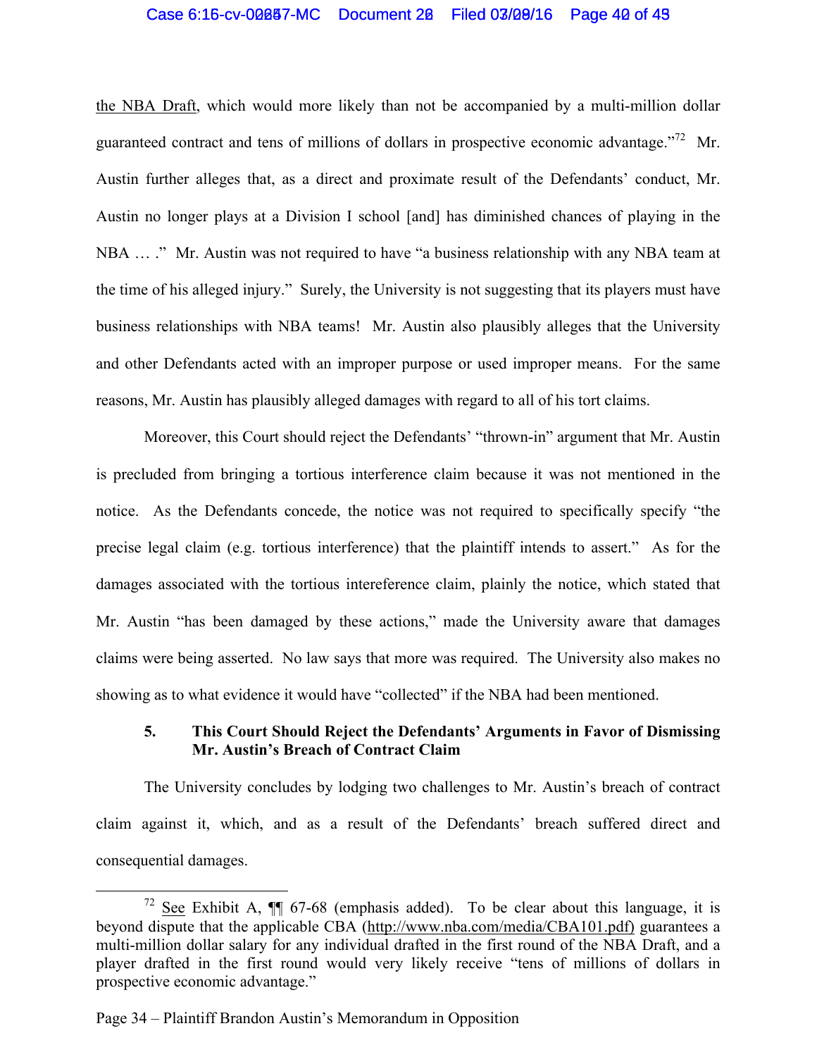the NBA Draft, which would more likely than not be accompanied by a multi-million dollar guaranteed contract and tens of millions of dollars in prospective economic advantage."[72] Mr. Austin further alleges that, as a direct and proximate result of the Defendants' conduct, Mr. Austin no longer plays at a Division I school [and] has diminished chances of playing in the NBA … ." Mr. Austin was not required to have "a business relationship with any NBA team at the time of his alleged injury." Surely, the University is not suggesting that its players must have business relationships with NBA teams! Mr. Austin also plausibly alleges that the University and other Defendants acted with an improper purpose or used improper means. For the same reasons, Mr. Austin has plausibly alleged damages with regard to all of his tort claims.

Moreover, this Court should reject the Defendants' "thrown-in" argument that Mr. Austin is precluded from bringing a tortious interference claim because it was not mentioned in the notice. As the Defendants concede, the notice was not required to specifically specify "the precise legal claim (e.g. tortious interference) that the plaintiff intends to assert." As for the damages associated with the tortious intereference claim, plainly the notice, which stated that Mr. Austin "has been damaged by these actions," made the University aware that damages claims were being asserted. No law says that more was required. The University also makes no showing as to what evidence it would have "collected" if the NBA had been mentioned.

### 5. This Court Should Reject the Defendants' Arguments in Favor of Dismissing Mr. Austin's Breach of Contract Claim

The University concludes by lodging two challenges to Mr. Austin's breach of contract claim against it, which, and as a result of the Defendants' breach suffered direct and consequential damages.

---

[72] See Exhibit A, ¶¶ 67-68 (emphasis added). To be clear about this language, it is beyond dispute that the applicable CBA (http://www.nba.com/media/CBA101.pdf) guarantees a multi-million dollar salary for any individual drafted in the first round of the NBA Draft, and a player drafted in the first round would very likely receive "tens of millions of dollars in prospective economic advantage."

Page 34 – Plaintiff Brandon Austin's Memorandum in Opposition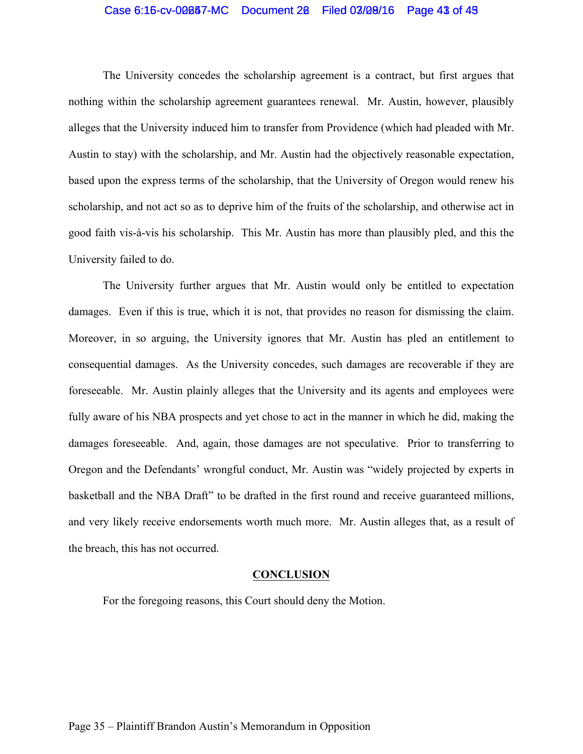The University concedes the scholarship agreement is a contract, but first argues that nothing within the scholarship agreement guarantees renewal. Mr. Austin, however, plausibly alleges that the University induced him to transfer from Providence (which had pleaded with Mr. Austin to stay) with the scholarship, and Mr. Austin had the objectively reasonable expectation, based upon the express terms of the scholarship, that the University of Oregon would renew his scholarship, and not act so as to deprive him of the fruits of the scholarship, and otherwise act in good faith vis-à-vis his scholarship. This Mr. Austin has more than plausibly pled, and this the University failed to do.

The University further argues that Mr. Austin would only be entitled to expectation damages. Even if this is true, which it is not, that provides no reason for dismissing the claim. Moreover, in so arguing, the University ignores that Mr. Austin has pled an entitlement to consequential damages. As the University concedes, such damages are recoverable if they are foreseeable. Mr. Austin plainly alleges that the University and its agents and employees were fully aware of his NBA prospects and yet chose to act in the manner in which he did, making the damages foreseeable. And, again, those damages are not speculative. Prior to transferring to Oregon and the Defendants' wrongful conduct, Mr. Austin was "widely projected by experts in basketball and the NBA Draft" to be drafted in the first round and receive guaranteed millions, and very likely receive endorsements worth much more. Mr. Austin alleges that, as a result of the breach, this has not occurred.

## CONCLUSION

For the foregoing reasons, this Court should deny the Motion.

Page 35 – Plaintiff Brandon Austin's Memorandum in Opposition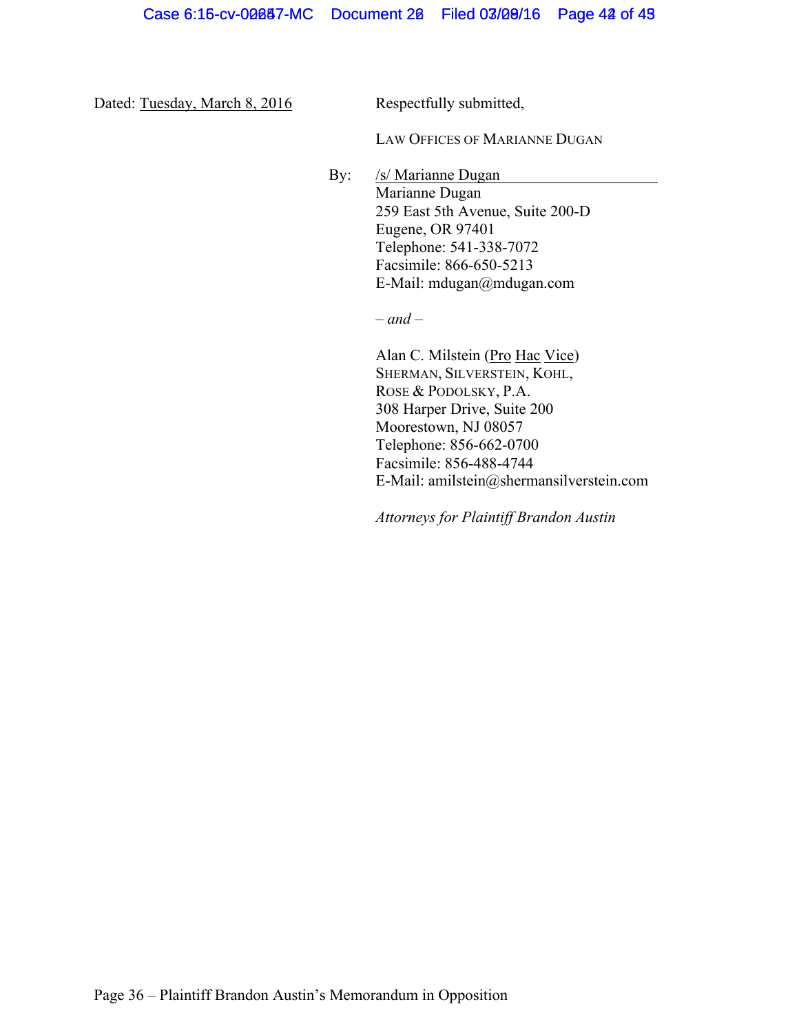Dated: Tuesday, March 8, 2016

Respectfully submitted,

LAW OFFICES OF MARIANNE DUGAN

By: /s/ Marianne Dugan
Marianne Dugan
259 East 5th Avenue, Suite 200-D
Eugene, OR 97401
Telephone: 541-338-7072
Facsimile: 866-650-5213
E-Mail: mdugan@mdugan.com

*– and –*

Alan C. Milstein (Pro Hac Vice)
SHERMAN, SILVERSTEIN, KOHL,
ROSE & PODOLSKY, P.A.
308 Harper Drive, Suite 200
Moorestown, NJ 08057
Telephone: 856-662-0700
Facsimile: 856-488-4744
E-Mail: amilstein@shermansilverstein.com

*Attorneys for Plaintiff Brandon Austin*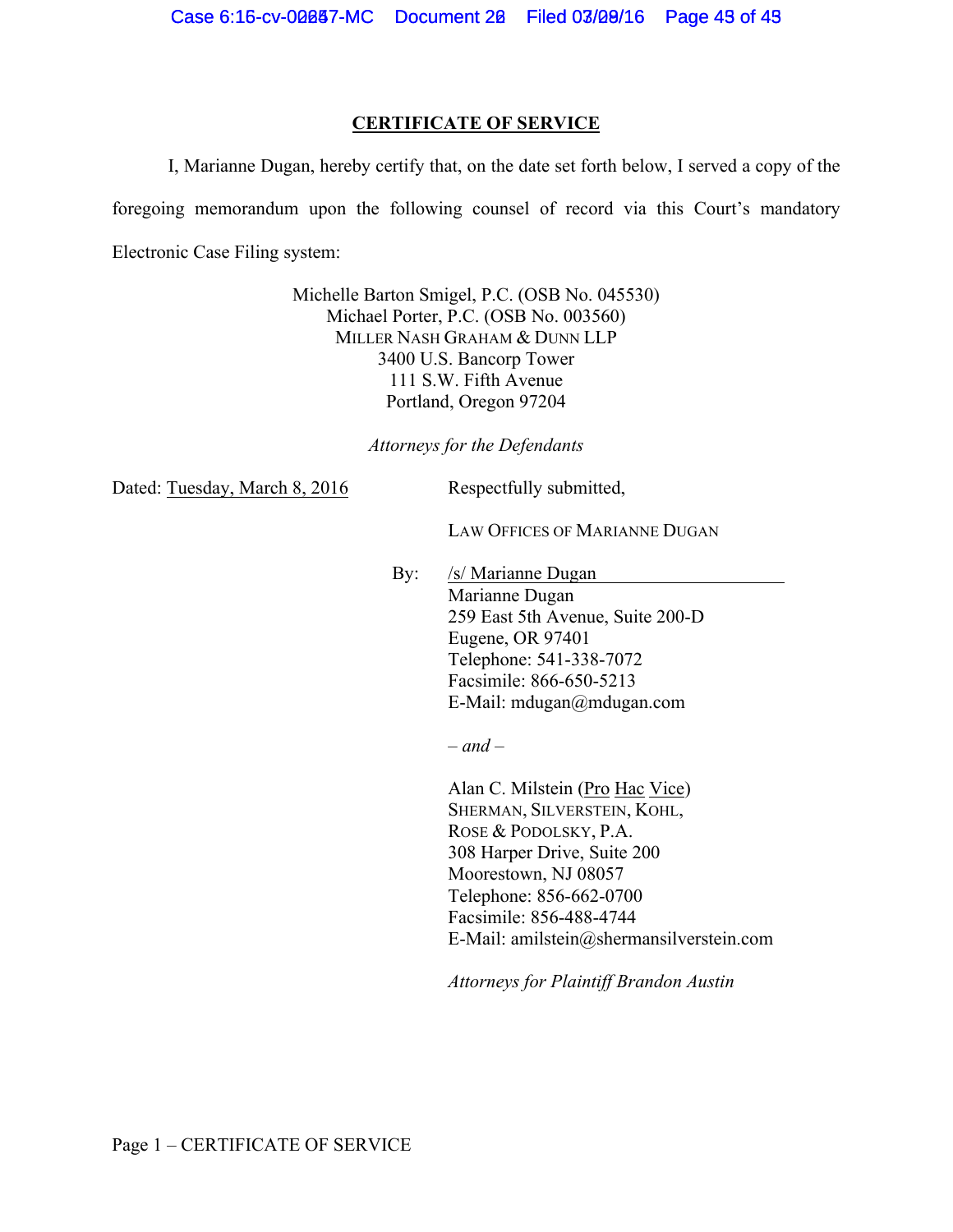## CERTIFICATE OF SERVICE

I, Marianne Dugan, hereby certify that, on the date set forth below, I served a copy of the foregoing memorandum upon the following counsel of record via this Court's mandatory Electronic Case Filing system:

Michelle Barton Smigel, P.C. (OSB No. 045530)
Michael Porter, P.C. (OSB No. 003560)
MILLER NASH GRAHAM & DUNN LLP
3400 U.S. Bancorp Tower
111 S.W. Fifth Avenue
Portland, Oregon 97204

*Attorneys for the Defendants*

Dated: Tuesday, March 8, 2016

Respectfully submitted,

LAW OFFICES OF MARIANNE DUGAN

By: /s/ Marianne Dugan
Marianne Dugan
259 East 5th Avenue, Suite 200-D
Eugene, OR 97401
Telephone: 541-338-7072
Facsimile: 866-650-5213
E-Mail: mdugan@mdugan.com

*– and –*

Alan C. Milstein (Pro Hac Vice)
SHERMAN, SILVERSTEIN, KOHL, ROSE & PODOLSKY, P.A.
308 Harper Drive, Suite 200
Moorestown, NJ 08057
Telephone: 856-662-0700
Facsimile: 856-488-4744
E-Mail: amilstein@shermansilverstein.com

*Attorneys for Plaintiff Brandon Austin*

Page 1 – CERTIFICATE OF SERVICE